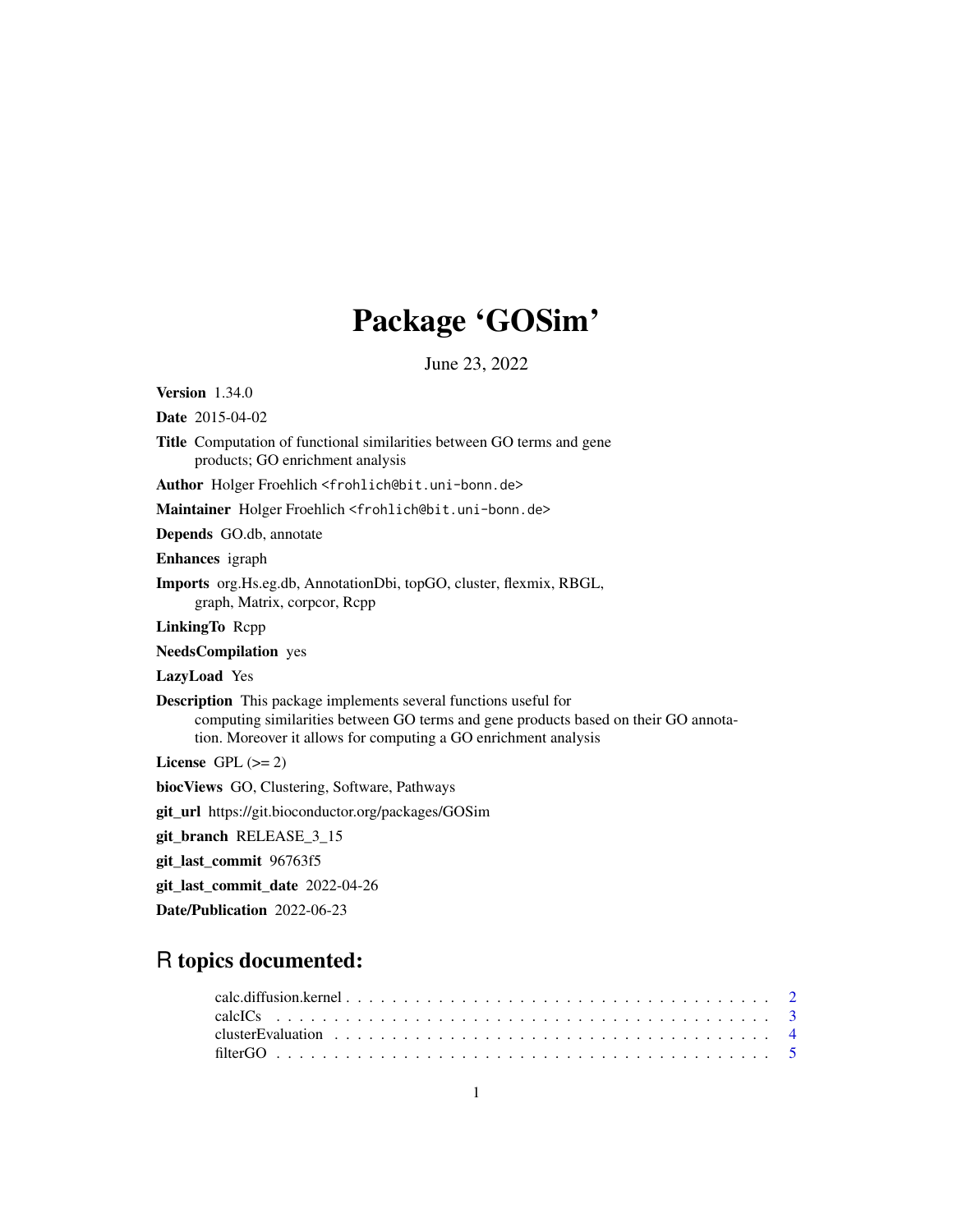# Package 'GOSim'

June 23, 2022

**Version** 1.34.0

**Date** 2015-04-02

**Title** Computation of functional similarities between GO terms and gene products; GO enrichment analysis

**Author** Holger Froehlich <frohlich@bit.uni-bonn.de>

**Maintainer** Holger Froehlich <frohlich@bit.uni-bonn.de>

**Depends** GO.db, annotate

**Enhances** igraph

**Imports** org.Hs.eg.db, AnnotationDbi, topGO, cluster, flexmix, RBGL, graph, Matrix, corpcor, Rcpp

**LinkingTo** Rcpp

**NeedsCompilation** yes

**LazyLoad** Yes

**Description** This package implements several functions useful for computing similarities between GO terms and gene products based on their GO annotation. Moreover it allows for computing a GO enrichment analysis

**License** GPL (>= 2)

**biocViews** GO, Clustering, Software, Pathways

**git_url** https://git.bioconductor.org/packages/GOSim

**git_branch** RELEASE_3_15

**git_last_commit** 96763f5

**git_last_commit_date** 2022-04-26

**Date/Publication** 2022-06-23

## R topics documented:

calc.diffusion.kernel . . . . . . . . . . . . . . . . . . . . . . . . . . . . . . . . . . . . . . . 2
calcICs . . . . . . . . . . . . . . . . . . . . . . . . . . . . . . . . . . . . . . . . . . . . . . 3
clusterEvaluation . . . . . . . . . . . . . . . . . . . . . . . . . . . . . . . . . . . . . . . . . 4
filterGO . . . . . . . . . . . . . . . . . . . . . . . . . . . . . . . . . . . . . . . . . . . . . 5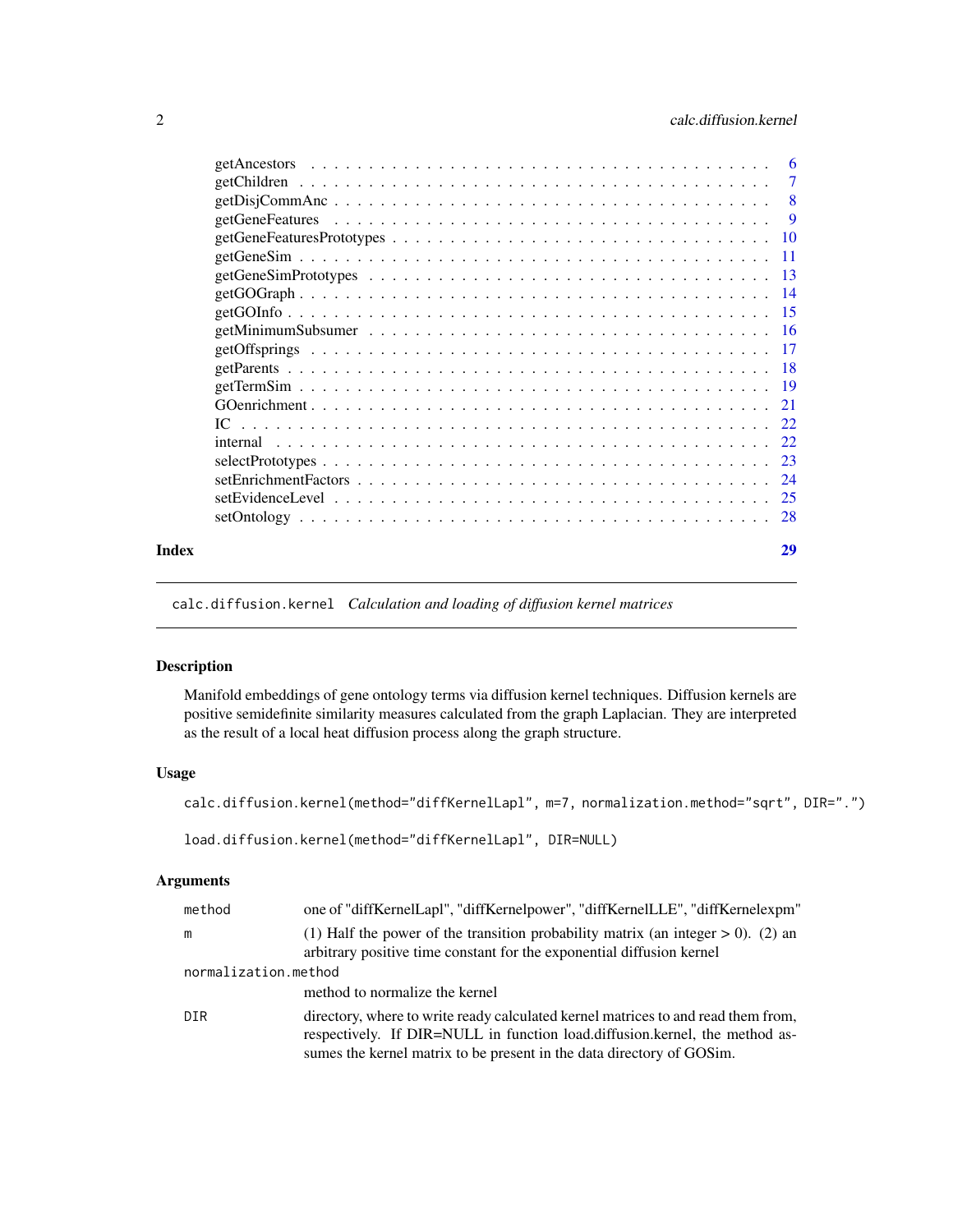getAncestors . . . . . . . . . . . . . . . . . . . . . . . . . . . . . . . . . . . . . 6
getChildren . . . . . . . . . . . . . . . . . . . . . . . . . . . . . . . . . . . . . 7
getDisjCommAnc . . . . . . . . . . . . . . . . . . . . . . . . . . . . . . . . . . . 8
getGeneFeatures . . . . . . . . . . . . . . . . . . . . . . . . . . . . . . . . . . . 9
getGeneFeaturesPrototypes . . . . . . . . . . . . . . . . . . . . . . . . . . . . . 10
getGeneSim . . . . . . . . . . . . . . . . . . . . . . . . . . . . . . . . . . . . . 11
getGeneSimPrototypes . . . . . . . . . . . . . . . . . . . . . . . . . . . . . . . 13
getGOGraph . . . . . . . . . . . . . . . . . . . . . . . . . . . . . . . . . . . . . 14
getGOInfo . . . . . . . . . . . . . . . . . . . . . . . . . . . . . . . . . . . . . . 15
getMinimumSubsumer . . . . . . . . . . . . . . . . . . . . . . . . . . . . . . . . 16
getOffsprings . . . . . . . . . . . . . . . . . . . . . . . . . . . . . . . . . . . . 17
getParents . . . . . . . . . . . . . . . . . . . . . . . . . . . . . . . . . . . . . . 18
getTermSim . . . . . . . . . . . . . . . . . . . . . . . . . . . . . . . . . . . . . 19
GOenrichment . . . . . . . . . . . . . . . . . . . . . . . . . . . . . . . . . . . . 21
IC . . . . . . . . . . . . . . . . . . . . . . . . . . . . . . . . . . . . . . . . . . 22
internal . . . . . . . . . . . . . . . . . . . . . . . . . . . . . . . . . . . . . . . 22
selectPrototypes . . . . . . . . . . . . . . . . . . . . . . . . . . . . . . . . . . 23
setEnrichmentFactors . . . . . . . . . . . . . . . . . . . . . . . . . . . . . . . . 24
setEvidenceLevel . . . . . . . . . . . . . . . . . . . . . . . . . . . . . . . . . . 25
setOntology . . . . . . . . . . . . . . . . . . . . . . . . . . . . . . . . . . . . . 28

**Index** **29**

---

## calc.diffusion.kernel *Calculation and loading of diffusion kernel matrices*

---

### Description

Manifold embeddings of gene ontology terms via diffusion kernel techniques. Diffusion kernels are positive semidefinite similarity measures calculated from the graph Laplacian. They are interpreted as the result of a local heat diffusion process along the graph structure.

### Usage

```
calc.diffusion.kernel(method="diffKernelLapl", m=7, normalization.method="sqrt", DIR=".")

load.diffusion.kernel(method="diffKernelLapl", DIR=NULL)
```

### Arguments

| | |
|---|---|
| method | one of "diffKernelLapl", "diffKernelpower", "diffKernelLLE", "diffKernelexpm" |
| m | (1) Half the power of the transition probability matrix (an integer > 0). (2) an arbitrary positive time constant for the exponential diffusion kernel |
| normalization.method | method to normalize the kernel |
| DIR | directory, where to write ready calculated kernel matrices to and read them from, respectively. If DIR=NULL in function load.diffusion.kernel, the method assumes the kernel matrix to be present in the data directory of GOSim. |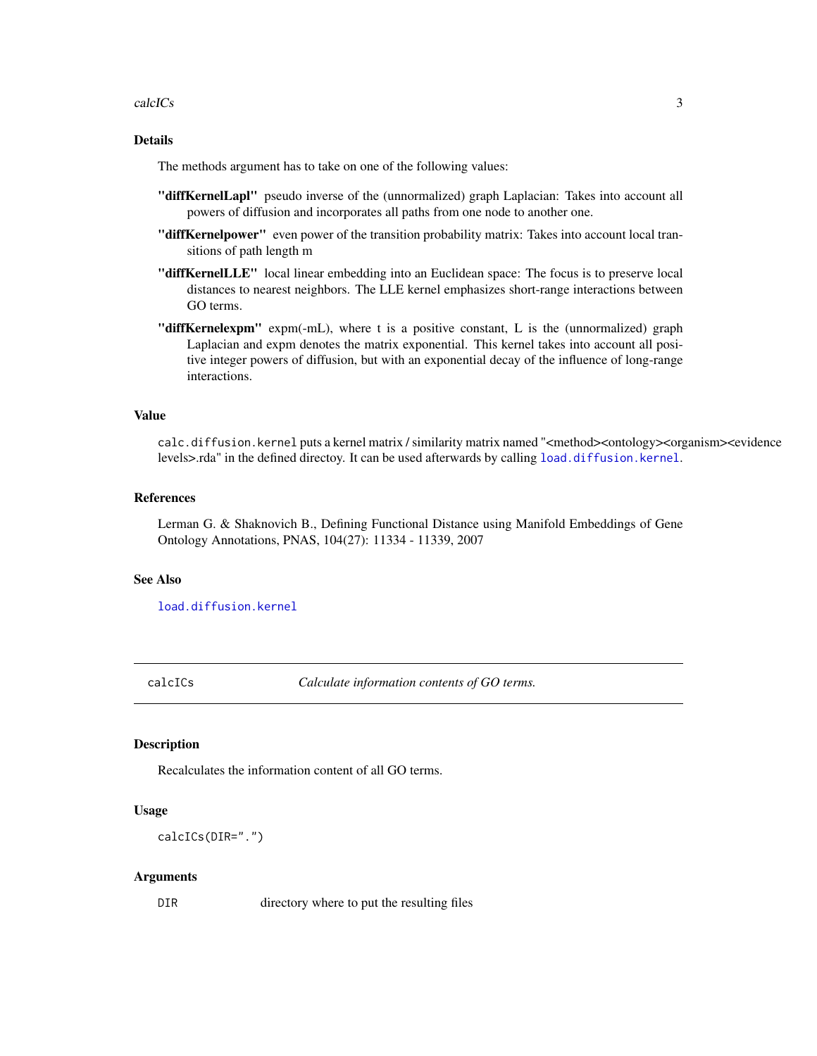### Details

The methods argument has to take on one of the following values:

**"diffKernelLapl"** pseudo inverse of the (unnormalized) graph Laplacian: Takes into account all powers of diffusion and incorporates all paths from one node to another one.

**"diffKernelpower"** even power of the transition probability matrix: Takes into account local transitions of path length m

**"diffKernelLLE"** local linear embedding into an Euclidean space: The focus is to preserve local distances to nearest neighbors. The LLE kernel emphasizes short-range interactions between GO terms.

**"diffKernelexpm"** expm(-mL), where t is a positive constant, L is the (unnormalized) graph Laplacian and expm denotes the matrix exponential. This kernel takes into account all positive integer powers of diffusion, but with an exponential decay of the influence of long-range interactions.

### Value

`calc.diffusion.kernel` puts a kernel matrix / similarity matrix named "<method><ontology><organism><evidence levels>.rda" in the defined directoy. It can be used afterwards by calling `load.diffusion.kernel`.

### References

Lerman G. & Shaknovich B., Defining Functional Distance using Manifold Embeddings of Gene Ontology Annotations, PNAS, 104(27): 11334 - 11339, 2007

### See Also

`load.diffusion.kernel`

---

## calcICs — *Calculate information contents of GO terms.*

### Description

Recalculates the information content of all GO terms.

### Usage

```
calcICs(DIR=".")
```

### Arguments

| | |
|---|---|
| DIR | directory where to put the resulting files |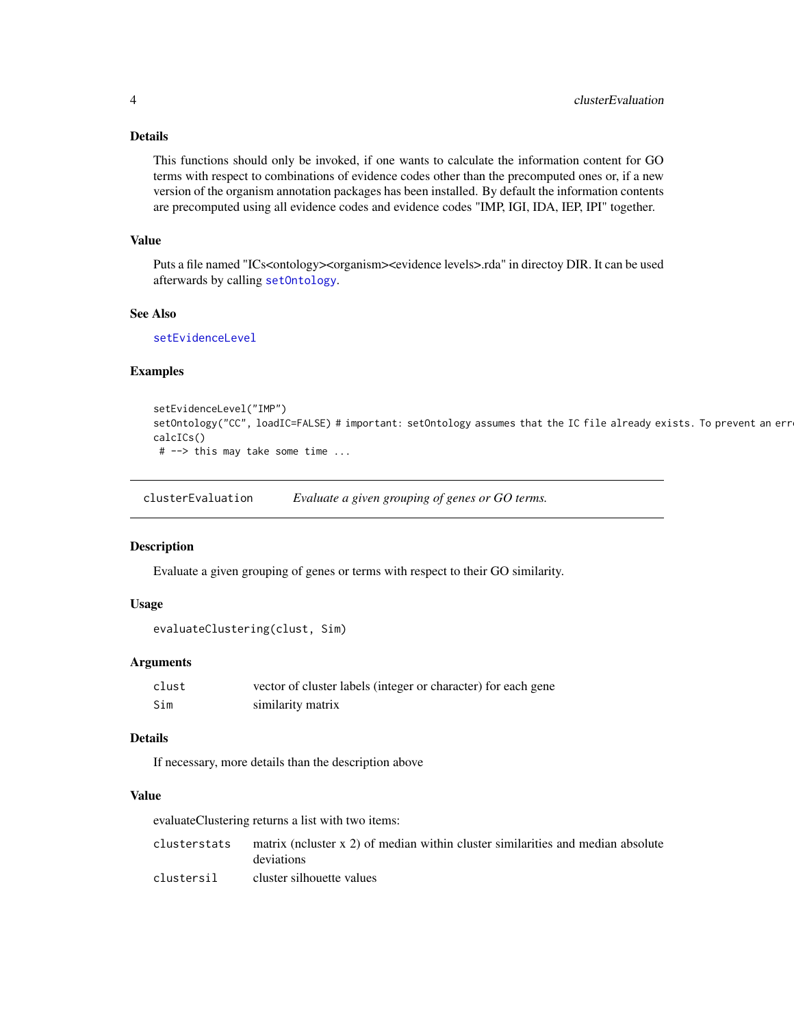### Details

This functions should only be invoked, if one wants to calculate the information content for GO terms with respect to combinations of evidence codes other than the precomputed ones or, if a new version of the organism annotation packages has been installed. By default the information contents are precomputed using all evidence codes and evidence codes "IMP, IGI, IDA, IEP, IPI" together.

### Value

Puts a file named "ICs<ontology><organism><evidence levels>.rda" in directoy DIR. It can be used afterwards by calling setOntology.

### See Also

setEvidenceLevel

### Examples

```
setEvidenceLevel("IMP")
setOntology("CC", loadIC=FALSE) # important: setOntology assumes that the IC file already exists. To prevent an err
calcICs()
 # --> this may take some time ...
```

---

## clusterEvaluation    *Evaluate a given grouping of genes or GO terms.*

---

### Description

Evaluate a given grouping of genes or terms with respect to their GO similarity.

### Usage

```
evaluateClustering(clust, Sim)
```

### Arguments

| | |
|---|---|
| clust | vector of cluster labels (integer or character) for each gene |
| Sim | similarity matrix |

### Details

If necessary, more details than the description above

### Value

evaluateClustering returns a list with two items:

| | |
|---|---|
| clusterstats | matrix (ncluster x 2) of median within cluster similarities and median absolute deviations |
| clustersil | cluster silhouette values |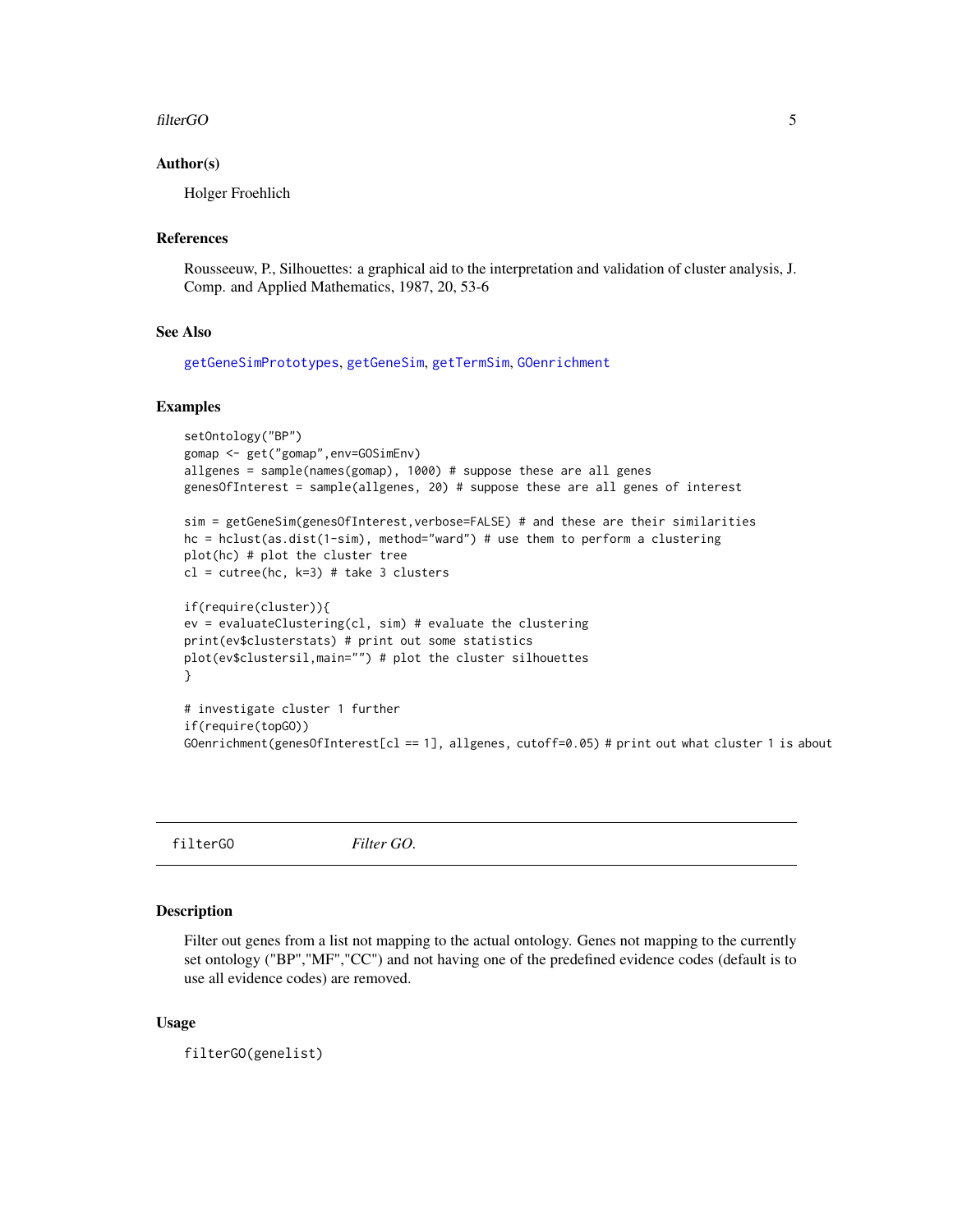### Author(s)

Holger Froehlich

### References

Rousseeuw, P., Silhouettes: a graphical aid to the interpretation and validation of cluster analysis, J. Comp. and Applied Mathematics, 1987, 20, 53-6

### See Also

getGeneSimPrototypes, getGeneSim, getTermSim, GOenrichment

### Examples

```
setOntology("BP")
gomap <- get("gomap",env=GOSimEnv)
allgenes = sample(names(gomap), 1000) # suppose these are all genes
genesOfInterest = sample(allgenes, 20) # suppose these are all genes of interest

sim = getGeneSim(genesOfInterest,verbose=FALSE) # and these are their similarities
hc = hclust(as.dist(1-sim), method="ward") # use them to perform a clustering
plot(hc) # plot the cluster tree
cl = cutree(hc, k=3) # take 3 clusters

if(require(cluster)){
ev = evaluateClustering(cl, sim) # evaluate the clustering
print(ev$clusterstats) # print out some statistics
plot(ev$clustersil,main="") # plot the cluster silhouettes
}

# investigate cluster 1 further
if(require(topGO))
GOenrichment(genesOfInterest[cl == 1], allgenes, cutoff=0.05) # print out what cluster 1 is about
```

---

## filterGO &nbsp;&nbsp;&nbsp;&nbsp; *Filter GO.*

### Description

Filter out genes from a list not mapping to the actual ontology. Genes not mapping to the currently set ontology ("BP","MF","CC") and not having one of the predefined evidence codes (default is to use all evidence codes) are removed.

### Usage

```
filterGO(genelist)
```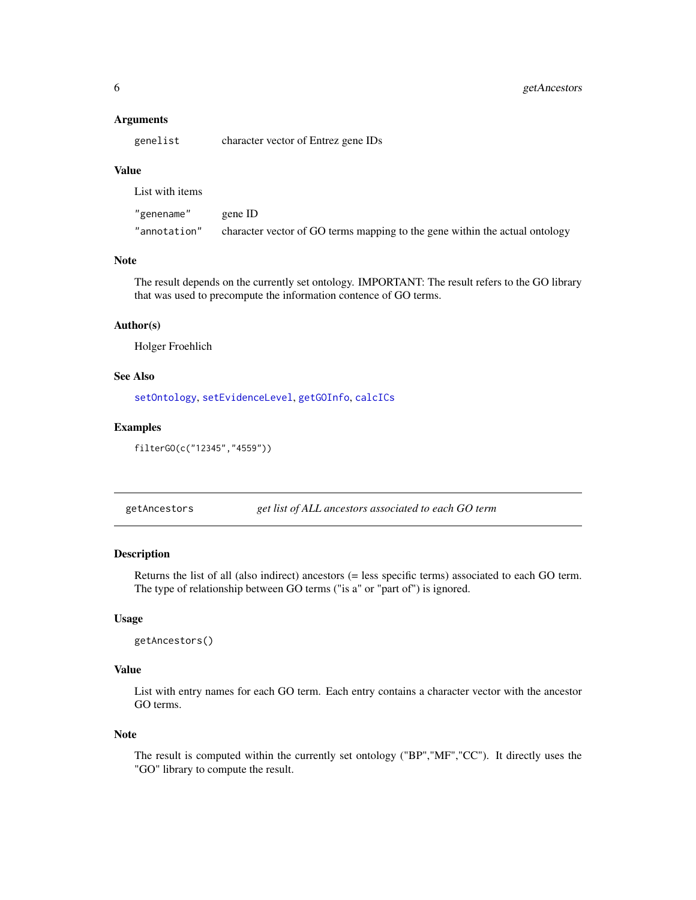### Arguments

| | |
|---|---|
| `genelist` | character vector of Entrez gene IDs |

### Value

List with items

| | |
|---|---|
| `"genename"` | gene ID |
| `"annotation"` | character vector of GO terms mapping to the gene within the actual ontology |

### Note

The result depends on the currently set ontology. IMPORTANT: The result refers to the GO library that was used to precompute the information contence of GO terms.

### Author(s)

Holger Froehlich

### See Also

`setOntology`, `setEvidenceLevel`, `getGOInfo`, `calcICs`

### Examples

```
filterGO(c("12345","4559"))
```

---

## getAncestors — *get list of ALL ancestors associated to each GO term*

---

### Description

Returns the list of all (also indirect) ancestors (= less specific terms) associated to each GO term. The type of relationship between GO terms ("is a" or "part of") is ignored.

### Usage

```
getAncestors()
```

### Value

List with entry names for each GO term. Each entry contains a character vector with the ancestor GO terms.

### Note

The result is computed within the currently set ontology ("BP","MF","CC"). It directly uses the "GO" library to compute the result.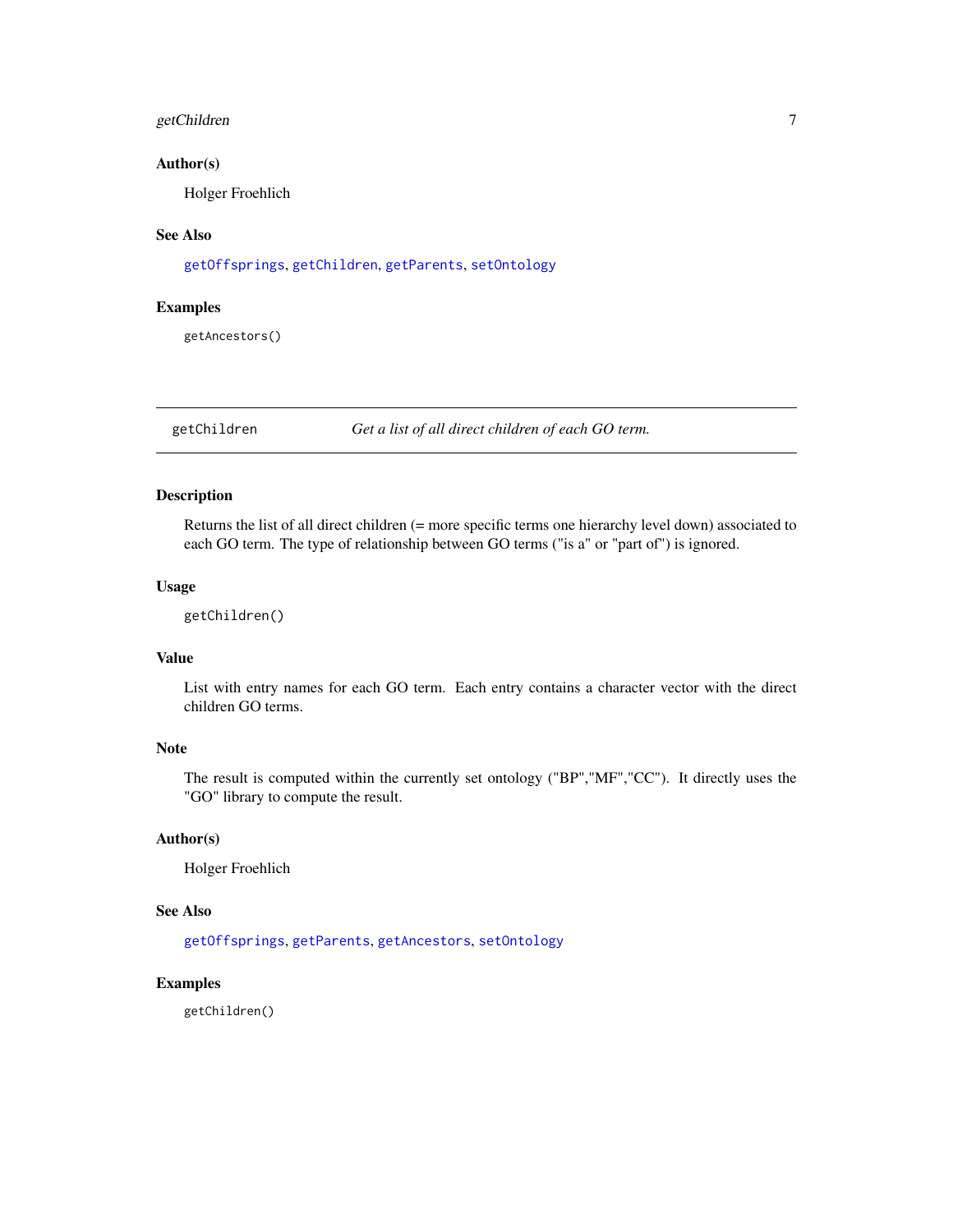### Author(s)

Holger Froehlich

### See Also

getOffsprings, getChildren, getParents, setOntology

### Examples

```
getAncestors()
```

---

## getChildren — *Get a list of all direct children of each GO term.*

---

### Description

Returns the list of all direct children (= more specific terms one hierarchy level down) associated to each GO term. The type of relationship between GO terms ("is a" or "part of") is ignored.

### Usage

```
getChildren()
```

### Value

List with entry names for each GO term. Each entry contains a character vector with the direct children GO terms.

### Note

The result is computed within the currently set ontology ("BP","MF","CC"). It directly uses the "GO" library to compute the result.

### Author(s)

Holger Froehlich

### See Also

getOffsprings, getParents, getAncestors, setOntology

### Examples

```
getChildren()
```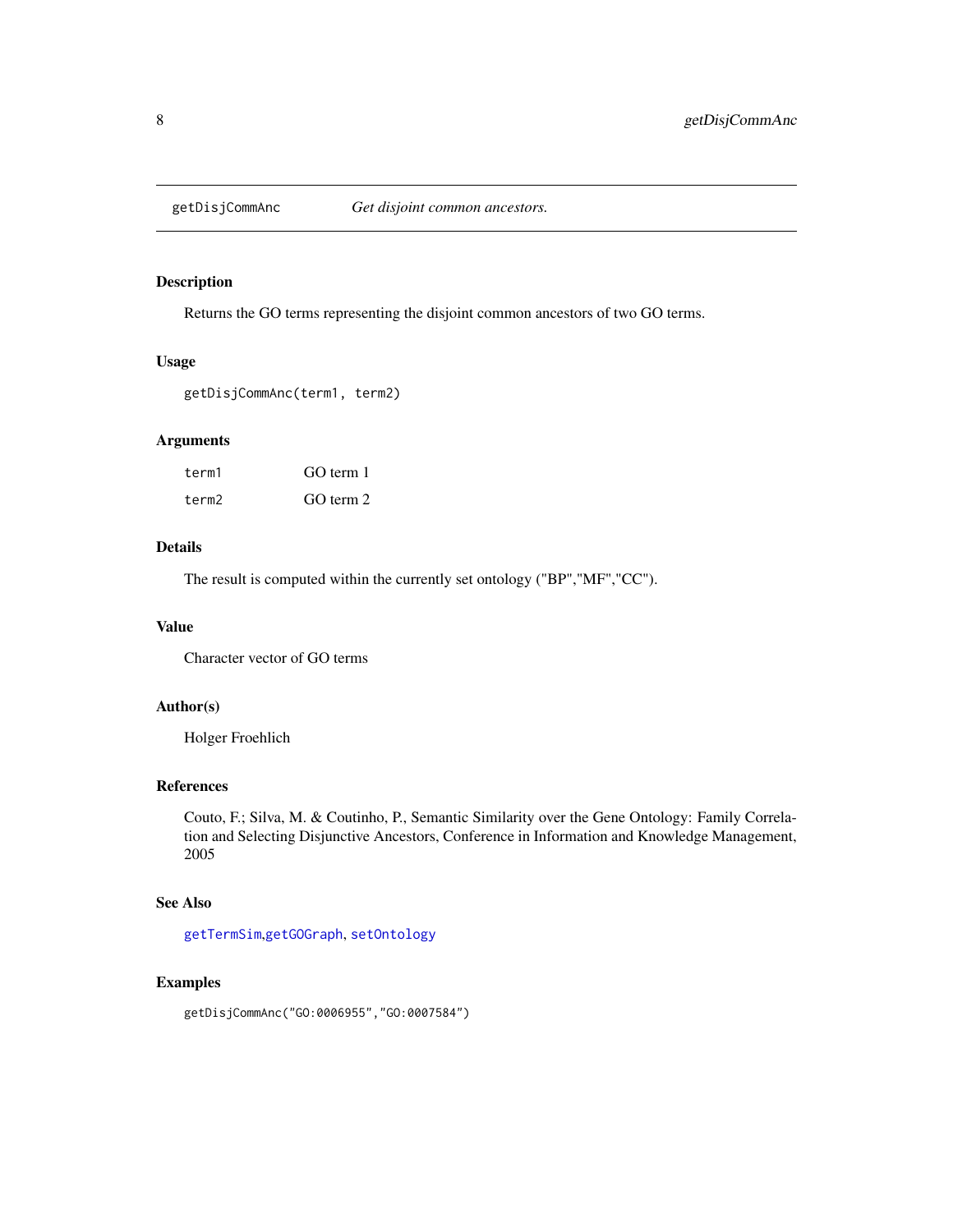## getDisjCommAnc — *Get disjoint common ancestors.*

### Description

Returns the GO terms representing the disjoint common ancestors of two GO terms.

### Usage

```
getDisjCommAnc(term1, term2)
```

### Arguments

| | |
|---|---|
| `term1` | GO term 1 |
| `term2` | GO term 2 |

### Details

The result is computed within the currently set ontology ("BP","MF","CC").

### Value

Character vector of GO terms

### Author(s)

Holger Froehlich

### References

Couto, F.; Silva, M. & Coutinho, P., Semantic Similarity over the Gene Ontology: Family Correlation and Selecting Disjunctive Ancestors, Conference in Information and Knowledge Management, 2005

### See Also

`getTermSim`,`getGOGraph`, `setOntology`

### Examples

```
getDisjCommAnc("GO:0006955","GO:0007584")
```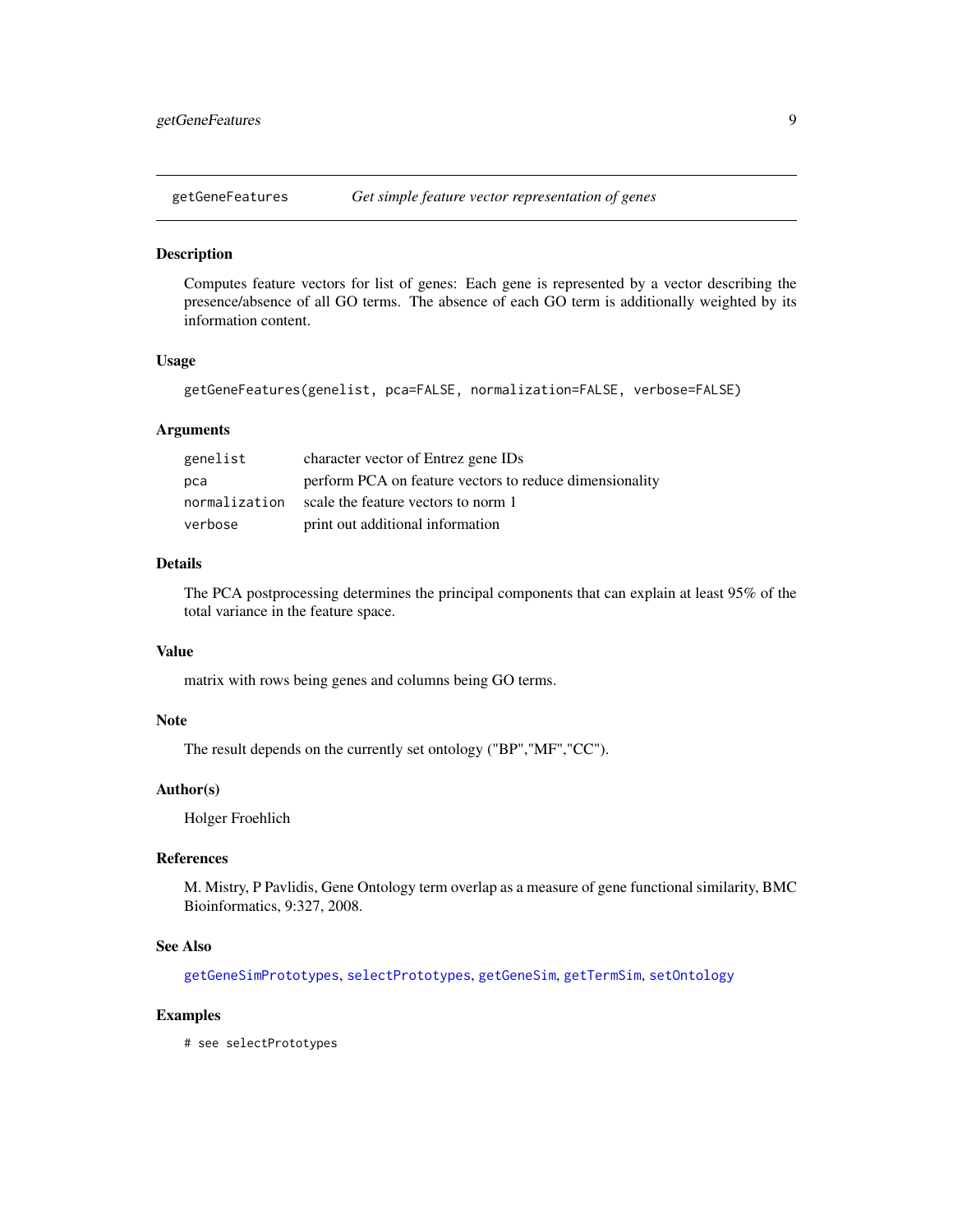## getGeneFeatures — *Get simple feature vector representation of genes*

### Description

Computes feature vectors for list of genes: Each gene is represented by a vector describing the presence/absence of all GO terms. The absence of each GO term is additionally weighted by its information content.

### Usage

```
getGeneFeatures(genelist, pca=FALSE, normalization=FALSE, verbose=FALSE)
```

### Arguments

| | |
|---|---|
| `genelist` | character vector of Entrez gene IDs |
| `pca` | perform PCA on feature vectors to reduce dimensionality |
| `normalization` | scale the feature vectors to norm 1 |
| `verbose` | print out additional information |

### Details

The PCA postprocessing determines the principal components that can explain at least 95% of the total variance in the feature space.

### Value

matrix with rows being genes and columns being GO terms.

### Note

The result depends on the currently set ontology ("BP","MF","CC").

### Author(s)

Holger Froehlich

### References

M. Mistry, P Pavlidis, Gene Ontology term overlap as a measure of gene functional similarity, BMC Bioinformatics, 9:327, 2008.

### See Also

`getGeneSimPrototypes`, `selectPrototypes`, `getGeneSim`, `getTermSim`, `setOntology`

### Examples

```
# see selectPrototypes
```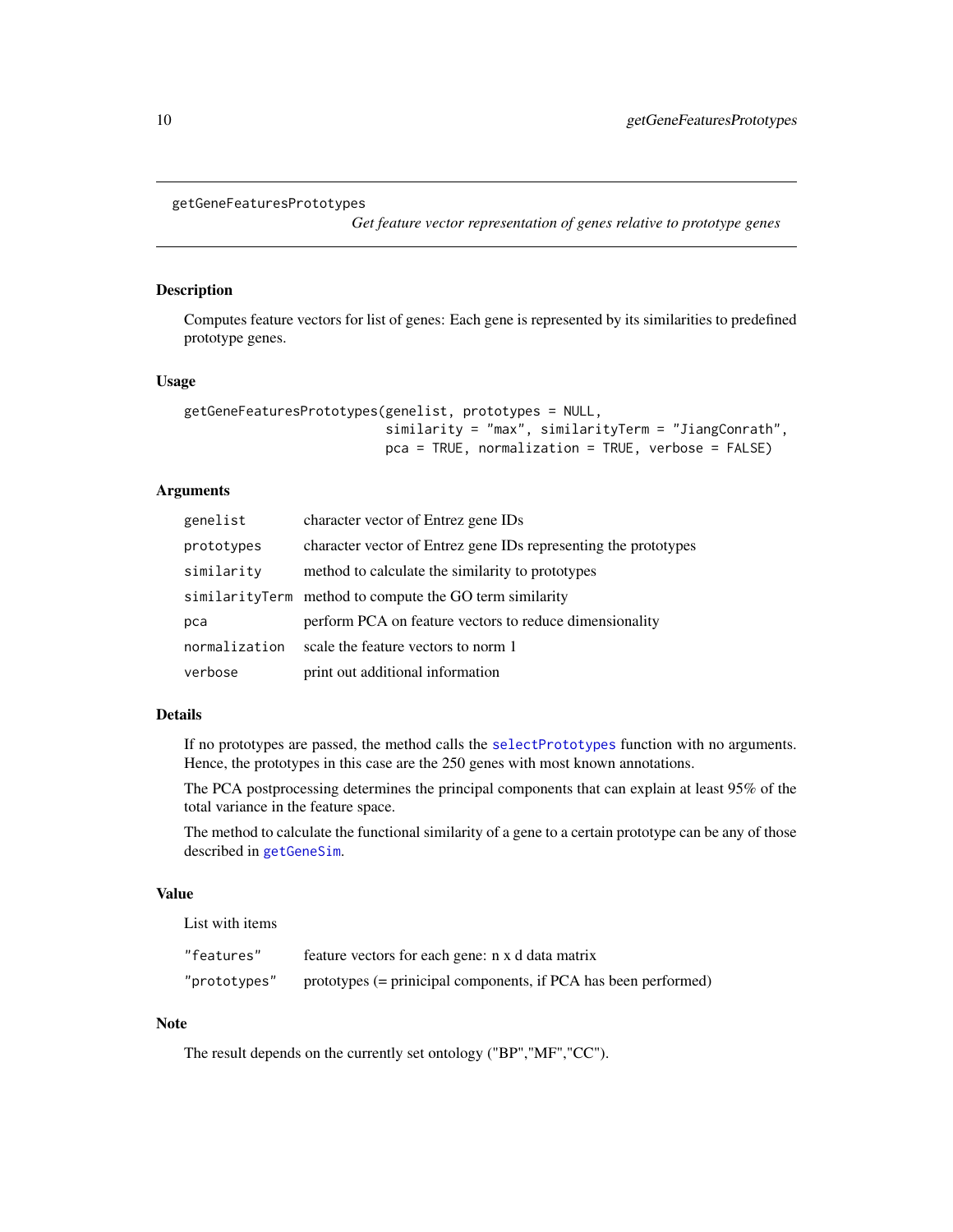```
getGeneFeaturesPrototypes
```

*Get feature vector representation of genes relative to prototype genes*

## Description

Computes feature vectors for list of genes: Each gene is represented by its similarities to predefined prototype genes.

## Usage

```
getGeneFeaturesPrototypes(genelist, prototypes = NULL,
                          similarity = "max", similarityTerm = "JiangConrath",
                          pca = TRUE, normalization = TRUE, verbose = FALSE)
```

## Arguments

| | |
|---|---|
| `genelist` | character vector of Entrez gene IDs |
| `prototypes` | character vector of Entrez gene IDs representing the prototypes |
| `similarity` | method to calculate the similarity to prototypes |
| `similarityTerm` | method to compute the GO term similarity |
| `pca` | perform PCA on feature vectors to reduce dimensionality |
| `normalization` | scale the feature vectors to norm 1 |
| `verbose` | print out additional information |

## Details

If no prototypes are passed, the method calls the `selectPrototypes` function with no arguments. Hence, the prototypes in this case are the 250 genes with most known annotations.

The PCA postprocessing determines the principal components that can explain at least 95% of the total variance in the feature space.

The method to calculate the functional similarity of a gene to a certain prototype can be any of those described in `getGeneSim`.

## Value

List with items

| | |
|---|---|
| `"features"` | feature vectors for each gene: n x d data matrix |
| `"prototypes"` | prototypes (= prinicipal components, if PCA has been performed) |

## Note

The result depends on the currently set ontology ("BP","MF","CC").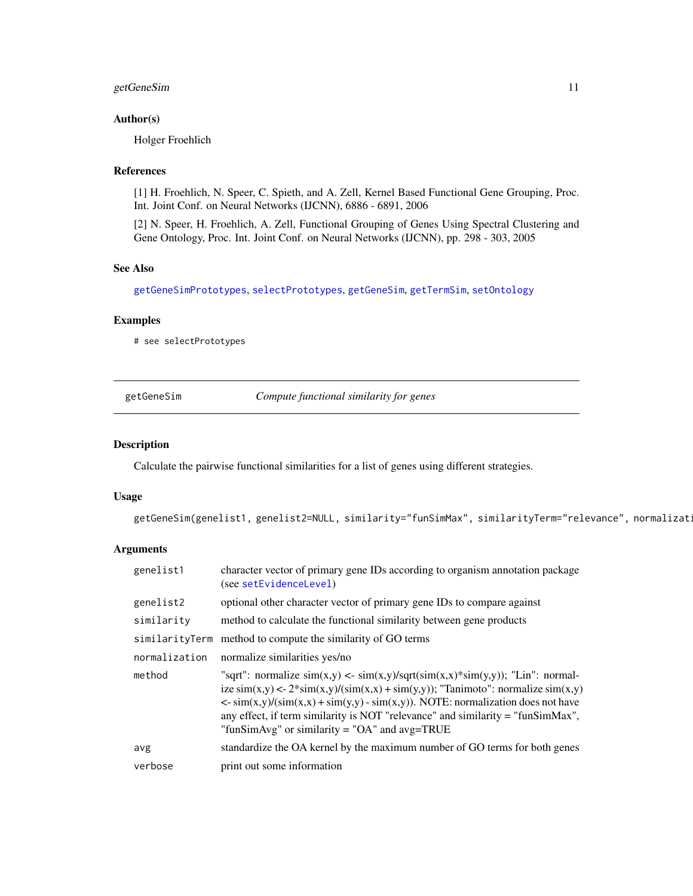## Author(s)

Holger Froehlich

## References

[1] H. Froehlich, N. Speer, C. Spieth, and A. Zell, Kernel Based Functional Gene Grouping, Proc. Int. Joint Conf. on Neural Networks (IJCNN), 6886 - 6891, 2006

[2] N. Speer, H. Froehlich, A. Zell, Functional Grouping of Genes Using Spectral Clustering and Gene Ontology, Proc. Int. Joint Conf. on Neural Networks (IJCNN), pp. 298 - 303, 2005

## See Also

`getGeneSimPrototypes`, `selectPrototypes`, `getGeneSim`, `getTermSim`, `setOntology`

## Examples

```
# see selectPrototypes
```

---

# getGeneSim — *Compute functional similarity for genes*

## Description

Calculate the pairwise functional similarities for a list of genes using different strategies.

## Usage

```
getGeneSim(genelist1, genelist2=NULL, similarity="funSimMax", similarityTerm="relevance", normalizati
```

## Arguments

| Argument | Description |
|---|---|
| `genelist1` | character vector of primary gene IDs according to organism annotation package (see `setEvidenceLevel`) |
| `genelist2` | optional other character vector of primary gene IDs to compare against |
| `similarity` | method to calculate the functional similarity between gene products |
| `similarityTerm` | method to compute the similarity of GO terms |
| `normalization` | normalize similarities yes/no |
| `method` | "sqrt": normalize sim(x,y) <- sim(x,y)/sqrt(sim(x,x)*sim(y,y)); "Lin": normalize sim(x,y) <- 2*sim(x,y)/(sim(x,x) + sim(y,y)); "Tanimoto": normalize sim(x,y) <- sim(x,y)/(sim(x,x) + sim(y,y) - sim(x,y)). NOTE: normalization does not have any effect, if term similarity is NOT "relevance" and similarity = "funSimMax", "funSimAvg" or similarity = "OA" and avg=TRUE |
| `avg` | standardize the OA kernel by the maximum number of GO terms for both genes |
| `verbose` | print out some information |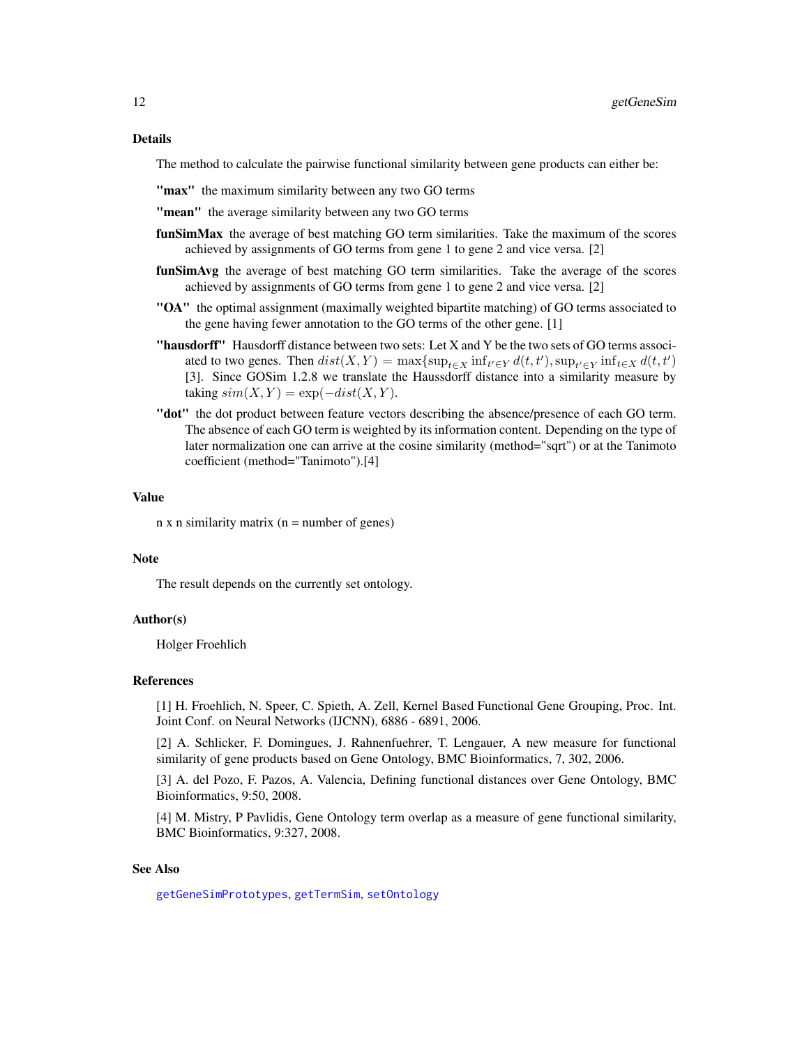## Details

The method to calculate the pairwise functional similarity between gene products can either be:

**"max"** the maximum similarity between any two GO terms

**"mean"** the average similarity between any two GO terms

**funSimMax** the average of best matching GO term similarities. Take the maximum of the scores achieved by assignments of GO terms from gene 1 to gene 2 and vice versa. [2]

**funSimAvg** the average of best matching GO term similarities. Take the average of the scores achieved by assignments of GO terms from gene 1 to gene 2 and vice versa. [2]

**"OA"** the optimal assignment (maximally weighted bipartite matching) of GO terms associated to the gene having fewer annotation to the GO terms of the other gene. [1]

**"hausdorff"** Hausdorff distance between two sets: Let X and Y be the two sets of GO terms associated to two genes. Then $dist(X, Y) = \max\{\sup_{t \in X} \inf_{t' \in Y} d(t, t'), \sup_{t' \in Y} \inf_{t \in X} d(t, t')$ [3]. Since GOSim 1.2.8 we translate the Haussdorff distance into a similarity measure by taking $sim(X, Y) = \exp(-dist(X, Y)$.

**"dot"** the dot product between feature vectors describing the absence/presence of each GO term. The absence of each GO term is weighted by its information content. Depending on the type of later normalization one can arrive at the cosine similarity (method="sqrt") or at the Tanimoto coefficient (method="Tanimoto").[4]

## Value

n x n similarity matrix (n = number of genes)

## Note

The result depends on the currently set ontology.

## Author(s)

Holger Froehlich

## References

[1] H. Froehlich, N. Speer, C. Spieth, A. Zell, Kernel Based Functional Gene Grouping, Proc. Int. Joint Conf. on Neural Networks (IJCNN), 6886 - 6891, 2006.

[2] A. Schlicker, F. Domingues, J. Rahnenfuehrer, T. Lengauer, A new measure for functional similarity of gene products based on Gene Ontology, BMC Bioinformatics, 7, 302, 2006.

[3] A. del Pozo, F. Pazos, A. Valencia, Defining functional distances over Gene Ontology, BMC Bioinformatics, 9:50, 2008.

[4] M. Mistry, P Pavlidis, Gene Ontology term overlap as a measure of gene functional similarity, BMC Bioinformatics, 9:327, 2008.

## See Also

`getGeneSimPrototypes`, `getTermSim`, `setOntology`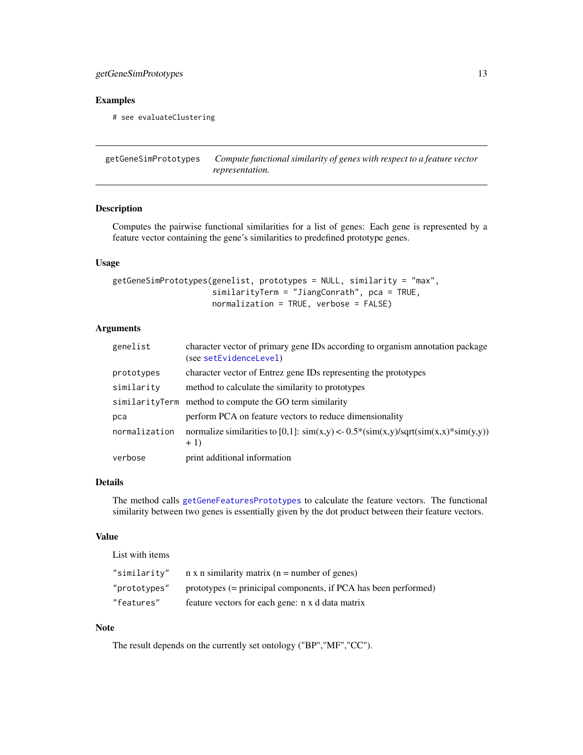## Examples

```
# see evaluateClustering
```

---

`getGeneSimPrototypes` *Compute functional similarity of genes with respect to a feature vector representation.*

---

### Description

Computes the pairwise functional similarities for a list of genes: Each gene is represented by a feature vector containing the gene's similarities to predefined prototype genes.

### Usage

```
getGeneSimPrototypes(genelist, prototypes = NULL, similarity = "max",
                     similarityTerm = "JiangConrath", pca = TRUE,
                     normalization = TRUE, verbose = FALSE)
```

### Arguments

| | |
|---|---|
| `genelist` | character vector of primary gene IDs according to organism annotation package (see `setEvidenceLevel`) |
| `prototypes` | character vector of Entrez gene IDs representing the prototypes |
| `similarity` | method to calculate the similarity to prototypes |
| `similarityTerm` | method to compute the GO term similarity |
| `pca` | perform PCA on feature vectors to reduce dimensionality |
| `normalization` | normalize similarities to [0,1]: sim(x,y) <- 0.5*(sim(x,y)/sqrt(sim(x,x)*sim(y,y)) + 1) |
| `verbose` | print additional information |

### Details

The method calls `getGeneFeaturesPrototypes` to calculate the feature vectors. The functional similarity between two genes is essentially given by the dot product between their feature vectors.

### Value

List with items

| | |
|---|---|
| `"similarity"` | n x n similarity matrix (n = number of genes) |
| `"prototypes"` | prototypes (= prinicipal components, if PCA has been performed) |
| `"features"` | feature vectors for each gene: n x d data matrix |

### Note

The result depends on the currently set ontology ("BP","MF","CC").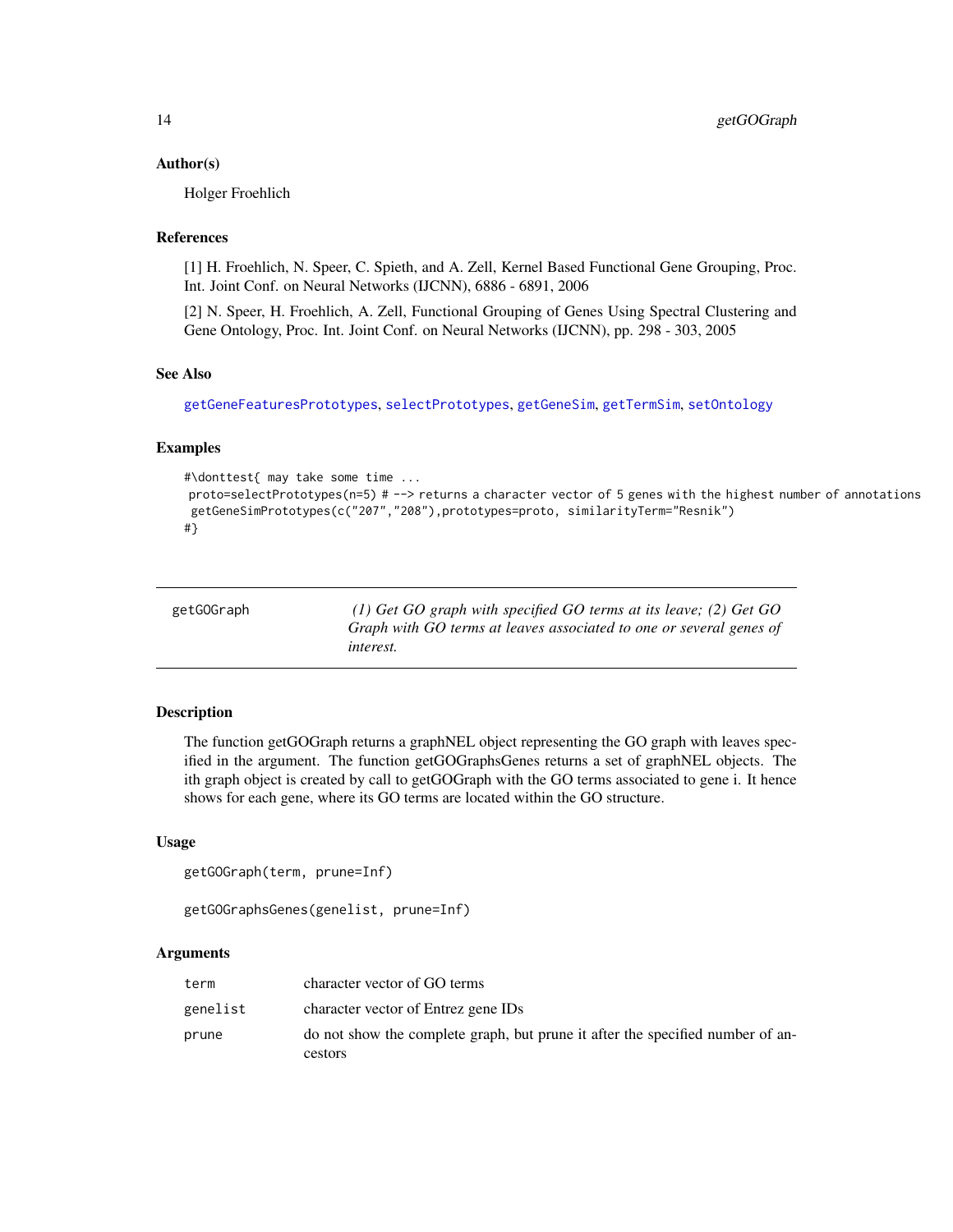### Author(s)

Holger Froehlich

### References

[1] H. Froehlich, N. Speer, C. Spieth, and A. Zell, Kernel Based Functional Gene Grouping, Proc. Int. Joint Conf. on Neural Networks (IJCNN), 6886 - 6891, 2006

[2] N. Speer, H. Froehlich, A. Zell, Functional Grouping of Genes Using Spectral Clustering and Gene Ontology, Proc. Int. Joint Conf. on Neural Networks (IJCNN), pp. 298 - 303, 2005

### See Also

getGeneFeaturesPrototypes, selectPrototypes, getGeneSim, getTermSim, setOntology

### Examples

```
#\donttest{ may take some time ...
 proto=selectPrototypes(n=5) # --> returns a character vector of 5 genes with the highest number of annotations
  getGeneSimPrototypes(c("207","208"),prototypes=proto, similarityTerm="Resnik")
#}
```

---

## getGOGraph

*(1) Get GO graph with specified GO terms at its leave; (2) Get GO Graph with GO terms at leaves associated to one or several genes of interest.*

---

### Description

The function getGOGraph returns a graphNEL object representing the GO graph with leaves specified in the argument. The function getGOGraphsGenes returns a set of graphNEL objects. The ith graph object is created by call to getGOGraph with the GO terms associated to gene i. It hence shows for each gene, where its GO terms are located within the GO structure.

### Usage

```
getGOGraph(term, prune=Inf)

getGOGraphsGenes(genelist, prune=Inf)
```

### Arguments

| | |
|---|---|
| term | character vector of GO terms |
| genelist | character vector of Entrez gene IDs |
| prune | do not show the complete graph, but prune it after the specified number of ancestors |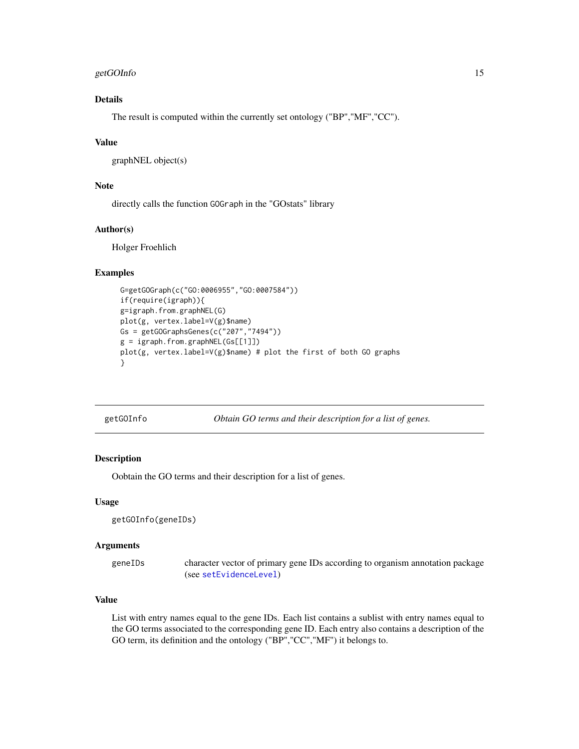### Details

The result is computed within the currently set ontology ("BP","MF","CC").

### Value

graphNEL object(s)

### Note

directly calls the function `GOGraph` in the "GOstats" library

### Author(s)

Holger Froehlich

### Examples

```
G=getGOGraph(c("GO:0006955","GO:0007584"))
if(require(igraph)){
g=igraph.from.graphNEL(G)
plot(g, vertex.label=V(g)$name)
Gs = getGOGraphsGenes(c("207","7494"))
g = igraph.from.graphNEL(Gs[[1]])
plot(g, vertex.label=V(g)$name) # plot the first of both GO graphs
}
```

---

## getGOInfo — *Obtain GO terms and their description for a list of genes.*

---

### Description

Oobtain the GO terms and their description for a list of genes.

### Usage

```
getGOInfo(geneIDs)
```

### Arguments

| | |
|---|---|
| `geneIDs` | character vector of primary gene IDs according to organism annotation package (see `setEvidenceLevel`) |

### Value

List with entry names equal to the gene IDs. Each list contains a sublist with entry names equal to the GO terms associated to the corresponding gene ID. Each entry also contains a description of the GO term, its definition and the ontology ("BP","CC","MF") it belongs to.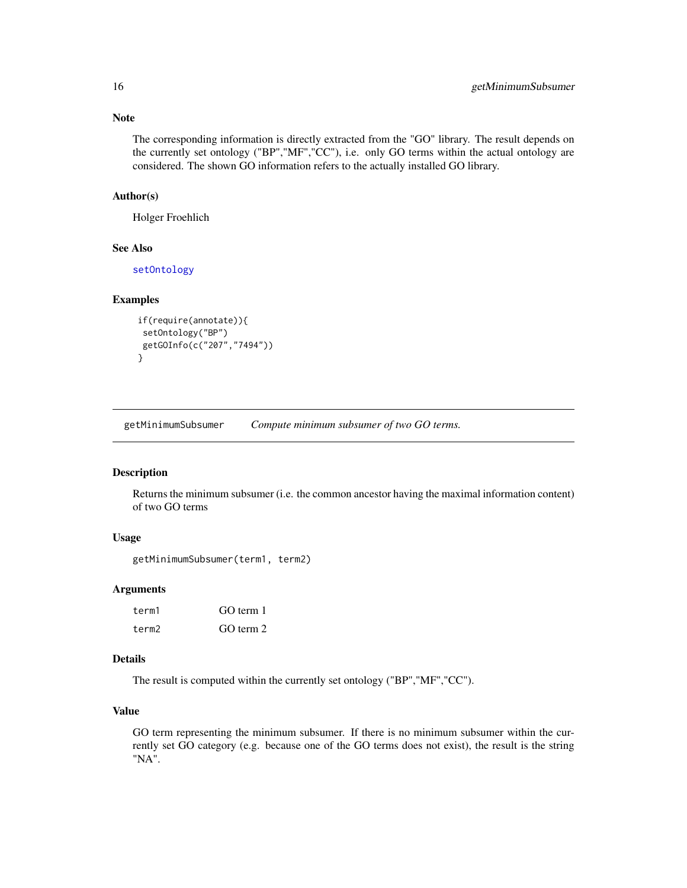### Note

The corresponding information is directly extracted from the "GO" library. The result depends on the currently set ontology ("BP","MF","CC"), i.e. only GO terms within the actual ontology are considered. The shown GO information refers to the actually installed GO library.

### Author(s)

Holger Froehlich

### See Also

setOntology

### Examples

```
if(require(annotate)){
 setOntology("BP")
 getGOInfo(c("207","7494"))
}
```

---

## getMinimumSubsumer — *Compute minimum subsumer of two GO terms.*

---

### Description

Returns the minimum subsumer (i.e. the common ancestor having the maximal information content) of two GO terms

### Usage

```
getMinimumSubsumer(term1, term2)
```

### Arguments

| | |
|---|---|
| term1 | GO term 1 |
| term2 | GO term 2 |

### Details

The result is computed within the currently set ontology ("BP","MF","CC").

### Value

GO term representing the minimum subsumer. If there is no minimum subsumer within the currently set GO category (e.g. because one of the GO terms does not exist), the result is the string "NA".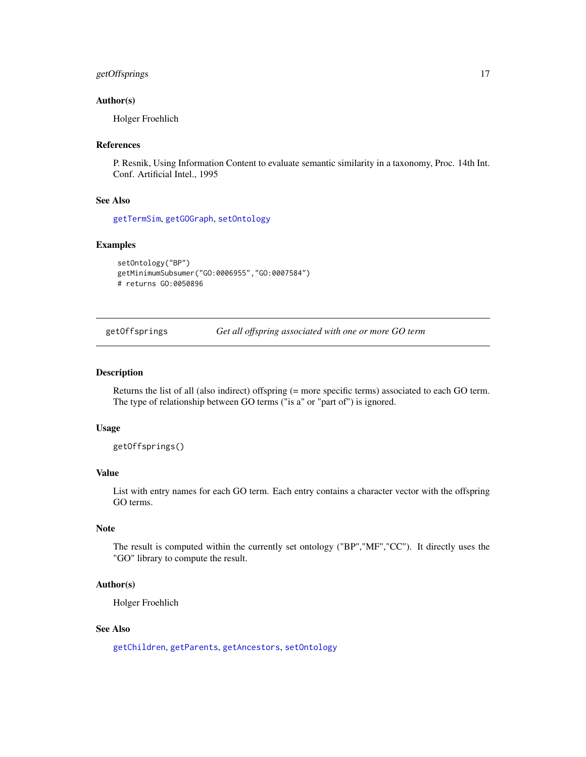### Author(s)

Holger Froehlich

### References

P. Resnik, Using Information Content to evaluate semantic similarity in a taxonomy, Proc. 14th Int. Conf. Artificial Intel., 1995

### See Also

getTermSim, getGOGraph, setOntology

### Examples

```
setOntology("BP")
getMinimumSubsumer("GO:0006955","GO:0007584")
# returns GO:0050896
```

---

## getOffsprings — *Get all offspring associated with one or more GO term*

---

### Description

Returns the list of all (also indirect) offspring (= more specific terms) associated to each GO term. The type of relationship between GO terms ("is a" or "part of") is ignored.

### Usage

```
getOffsprings()
```

### Value

List with entry names for each GO term. Each entry contains a character vector with the offspring GO terms.

### Note

The result is computed within the currently set ontology ("BP","MF","CC"). It directly uses the "GO" library to compute the result.

### Author(s)

Holger Froehlich

### See Also

getChildren, getParents, getAncestors, setOntology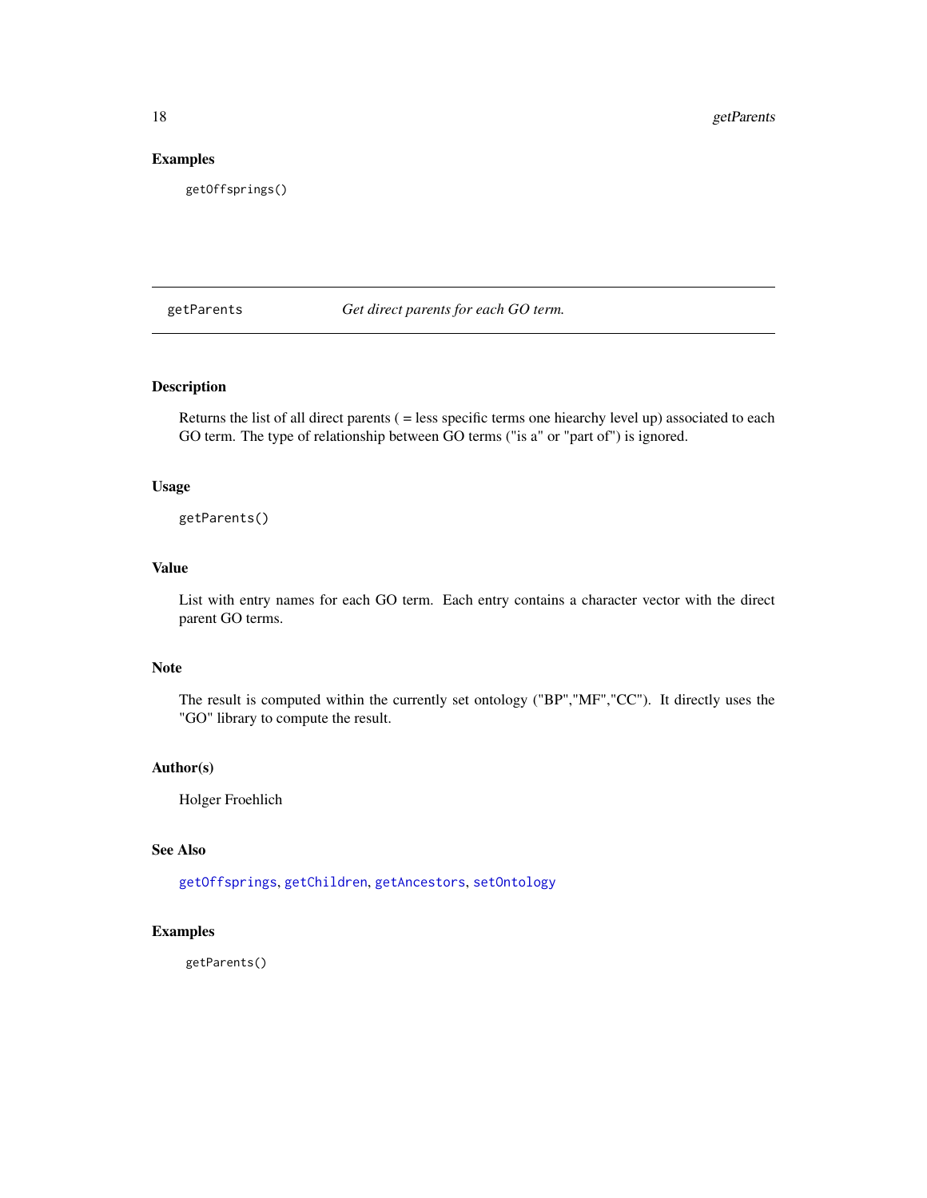## Examples

```
getOffsprings()
```

---

## getParents — *Get direct parents for each GO term.*

### Description

Returns the list of all direct parents ( = less specific terms one hiearchy level up) associated to each GO term. The type of relationship between GO terms ("is a" or "part of") is ignored.

### Usage

```
getParents()
```

### Value

List with entry names for each GO term. Each entry contains a character vector with the direct parent GO terms.

### Note

The result is computed within the currently set ontology ("BP","MF","CC"). It directly uses the "GO" library to compute the result.

### Author(s)

Holger Froehlich

### See Also

getOffsprings, getChildren, getAncestors, setOntology

### Examples

```
getParents()
```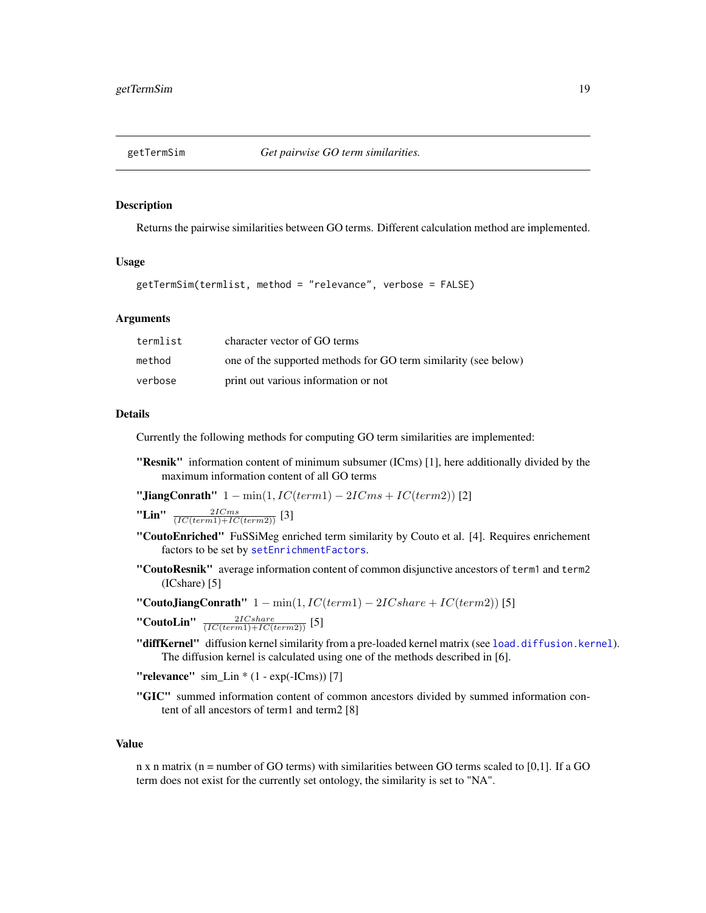getTermSim *Get pairwise GO term similarities.*

## Description

Returns the pairwise similarities between GO terms. Different calculation method are implemented.

## Usage

```
getTermSim(termlist, method = "relevance", verbose = FALSE)
```

## Arguments

| | |
|---|---|
| termlist | character vector of GO terms |
| method | one of the supported methods for GO term similarity (see below) |
| verbose | print out various information or not |

## Details

Currently the following methods for computing GO term similarities are implemented:

**"Resnik"** information content of minimum subsumer (ICms) [1], here additionally divided by the maximum information content of all GO terms

**"JiangConrath"** $1 - \min(1, IC(term1) - 2ICms + IC(term2))$ [2]

**"Lin"** $\frac{2ICms}{(IC(term1)+IC(term2))}$ [3]

**"CoutoEnriched"** FuSSiMeg enriched term similarity by Couto et al. [4]. Requires enrichement factors to be set by `setEnrichmentFactors`.

**"CoutoResnik"** average information content of common disjunctive ancestors of `term1` and `term2` (ICshare) [5]

**"CoutoJiangConrath"** $1 - \min(1, IC(term1) - 2ICshare + IC(term2))$ [5]

**"CoutoLin"** $\frac{2ICshare}{(IC(term1)+IC(term2))}$ [5]

**"diffKernel"** diffusion kernel similarity from a pre-loaded kernel matrix (see `load.diffusion.kernel`). The diffusion kernel is calculated using one of the methods described in [6].

**"relevance"** sim_Lin * (1 - exp(-ICms)) [7]

**"GIC"** summed information content of common ancestors divided by summed information content of all ancestors of term1 and term2 [8]

## Value

n x n matrix (n = number of GO terms) with similarities between GO terms scaled to [0,1]. If a GO term does not exist for the currently set ontology, the similarity is set to "NA".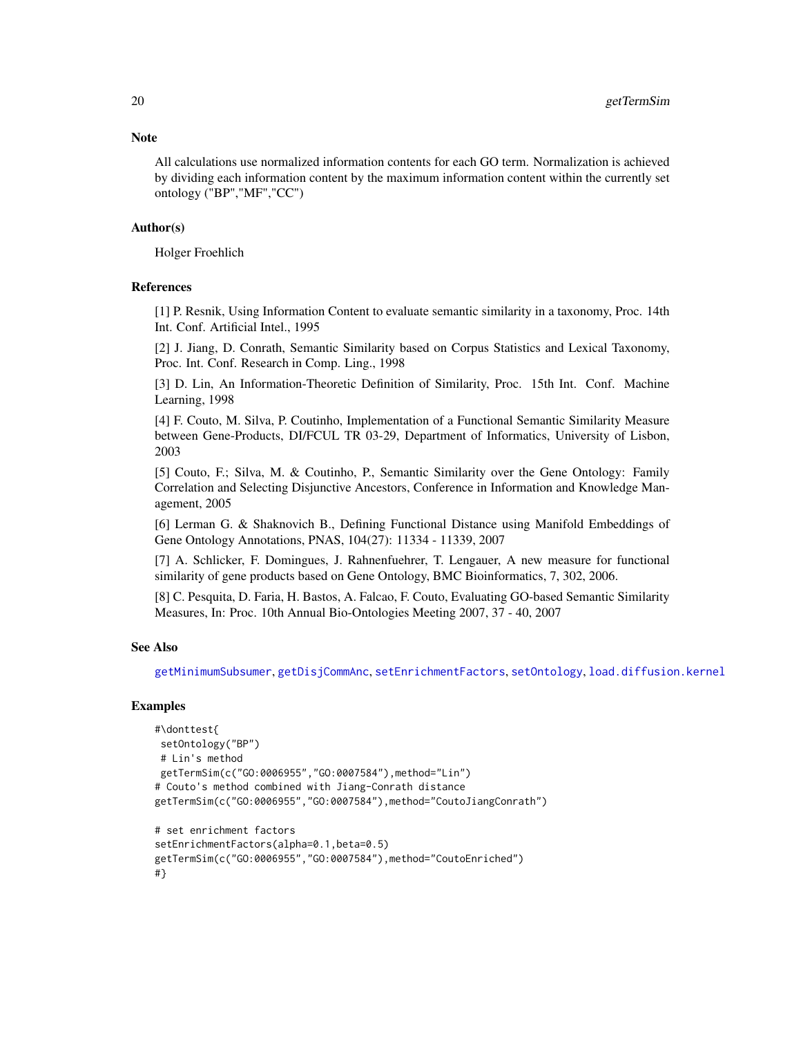## Note

All calculations use normalized information contents for each GO term. Normalization is achieved by dividing each information content by the maximum information content within the currently set ontology ("BP","MF","CC")

## Author(s)

Holger Froehlich

## References

[1] P. Resnik, Using Information Content to evaluate semantic similarity in a taxonomy, Proc. 14th Int. Conf. Artificial Intel., 1995

[2] J. Jiang, D. Conrath, Semantic Similarity based on Corpus Statistics and Lexical Taxonomy, Proc. Int. Conf. Research in Comp. Ling., 1998

[3] D. Lin, An Information-Theoretic Definition of Similarity, Proc. 15th Int. Conf. Machine Learning, 1998

[4] F. Couto, M. Silva, P. Coutinho, Implementation of a Functional Semantic Similarity Measure between Gene-Products, DI/FCUL TR 03-29, Department of Informatics, University of Lisbon, 2003

[5] Couto, F.; Silva, M. & Coutinho, P., Semantic Similarity over the Gene Ontology: Family Correlation and Selecting Disjunctive Ancestors, Conference in Information and Knowledge Management, 2005

[6] Lerman G. & Shaknovich B., Defining Functional Distance using Manifold Embeddings of Gene Ontology Annotations, PNAS, 104(27): 11334 - 11339, 2007

[7] A. Schlicker, F. Domingues, J. Rahnenfuehrer, T. Lengauer, A new measure for functional similarity of gene products based on Gene Ontology, BMC Bioinformatics, 7, 302, 2006.

[8] C. Pesquita, D. Faria, H. Bastos, A. Falcao, F. Couto, Evaluating GO-based Semantic Similarity Measures, In: Proc. 10th Annual Bio-Ontologies Meeting 2007, 37 - 40, 2007

## See Also

getMinimumSubsumer, getDisjCommAnc, setEnrichmentFactors, setOntology, load.diffusion.kernel

## Examples

```
#\donttest{
 setOntology("BP")
 # Lin's method
 getTermSim(c("GO:0006955","GO:0007584"),method="Lin")
# Couto's method combined with Jiang-Conrath distance
getTermSim(c("GO:0006955","GO:0007584"),method="CoutoJiangConrath")

# set enrichment factors
setEnrichmentFactors(alpha=0.1,beta=0.5)
getTermSim(c("GO:0006955","GO:0007584"),method="CoutoEnriched")
#}
```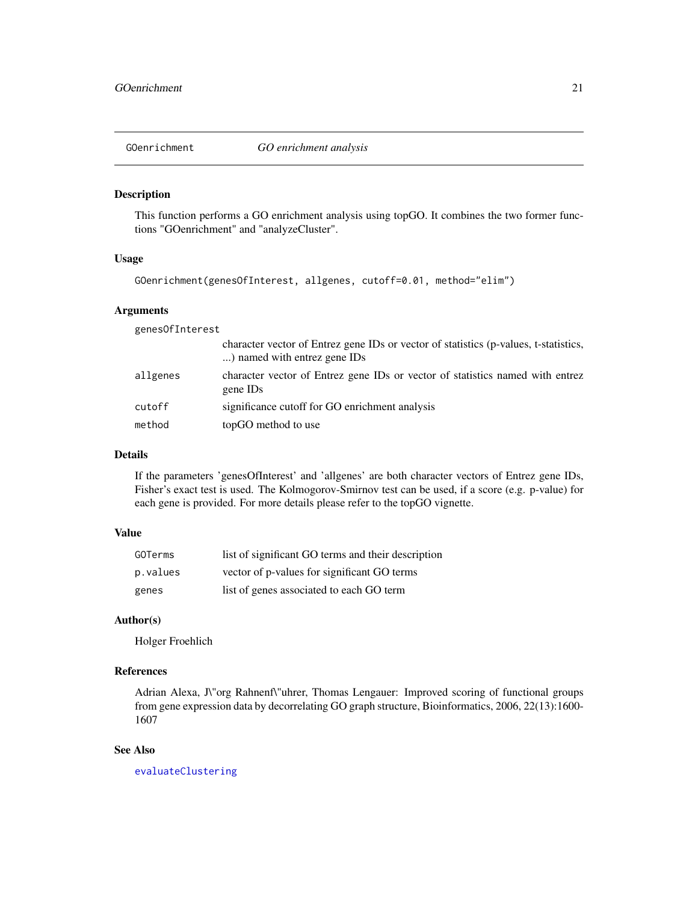## GOenrichment *GO enrichment analysis*

### Description

This function performs a GO enrichment analysis using topGO. It combines the two former functions "GOenrichment" and "analyzeCluster".

### Usage

```
GOenrichment(genesOfInterest, allgenes, cutoff=0.01, method="elim")
```

### Arguments

| | |
|---|---|
| `genesOfInterest` | character vector of Entrez gene IDs or vector of statistics (p-values, t-statistics, ...) named with entrez gene IDs |
| `allgenes` | character vector of Entrez gene IDs or vector of statistics named with entrez gene IDs |
| `cutoff` | significance cutoff for GO enrichment analysis |
| `method` | topGO method to use |

### Details

If the parameters 'genesOfInterest' and 'allgenes' are both character vectors of Entrez gene IDs, Fisher's exact test is used. The Kolmogorov-Smirnov test can be used, if a score (e.g. p-value) for each gene is provided. For more details please refer to the topGO vignette.

### Value

| | |
|---|---|
| `GOTerms` | list of significant GO terms and their description |
| `p.values` | vector of p-values for significant GO terms |
| `genes` | list of genes associated to each GO term |

### Author(s)

Holger Froehlich

### References

Adrian Alexa, J\"org Rahnenf\"uhrer, Thomas Lengauer: Improved scoring of functional groups from gene expression data by decorrelating GO graph structure, Bioinformatics, 2006, 22(13):1600-1607

### See Also

`evaluateClustering`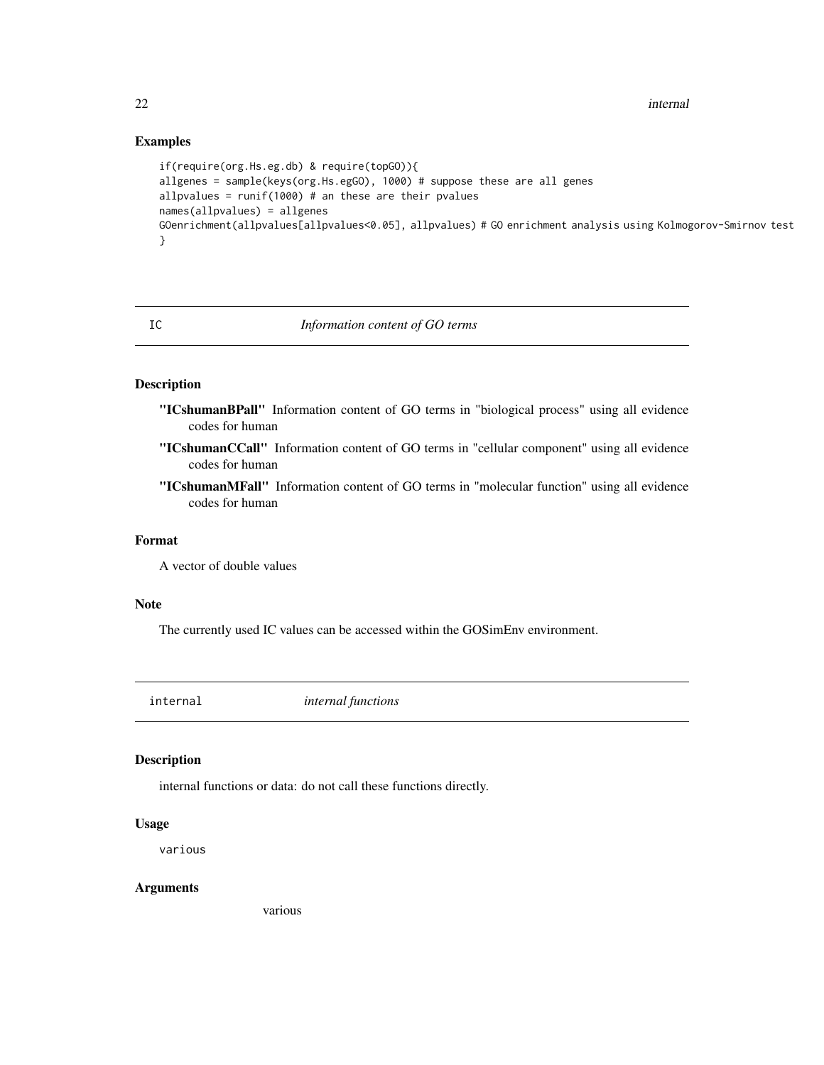### Examples

```
if(require(org.Hs.eg.db) & require(topGO)){
allgenes = sample(keys(org.Hs.egGO), 1000) # suppose these are all genes
allpvalues = runif(1000) # an these are their pvalues
names(allpvalues) = allgenes
GOenrichment(allpvalues[allpvalues<0.05], allpvalues) # GO enrichment analysis using Kolmogorov-Smirnov test
}
```

---

## IC — *Information content of GO terms*

### Description

**"ICshumanBPall"** Information content of GO terms in "biological process" using all evidence codes for human

**"ICshumanCCall"** Information content of GO terms in "cellular component" using all evidence codes for human

**"ICshumanMFall"** Information content of GO terms in "molecular function" using all evidence codes for human

### Format

A vector of double values

### Note

The currently used IC values can be accessed within the GOSimEnv environment.

---

## internal — *internal functions*

### Description

internal functions or data: do not call these functions directly.

### Usage

```
various
```

### Arguments

various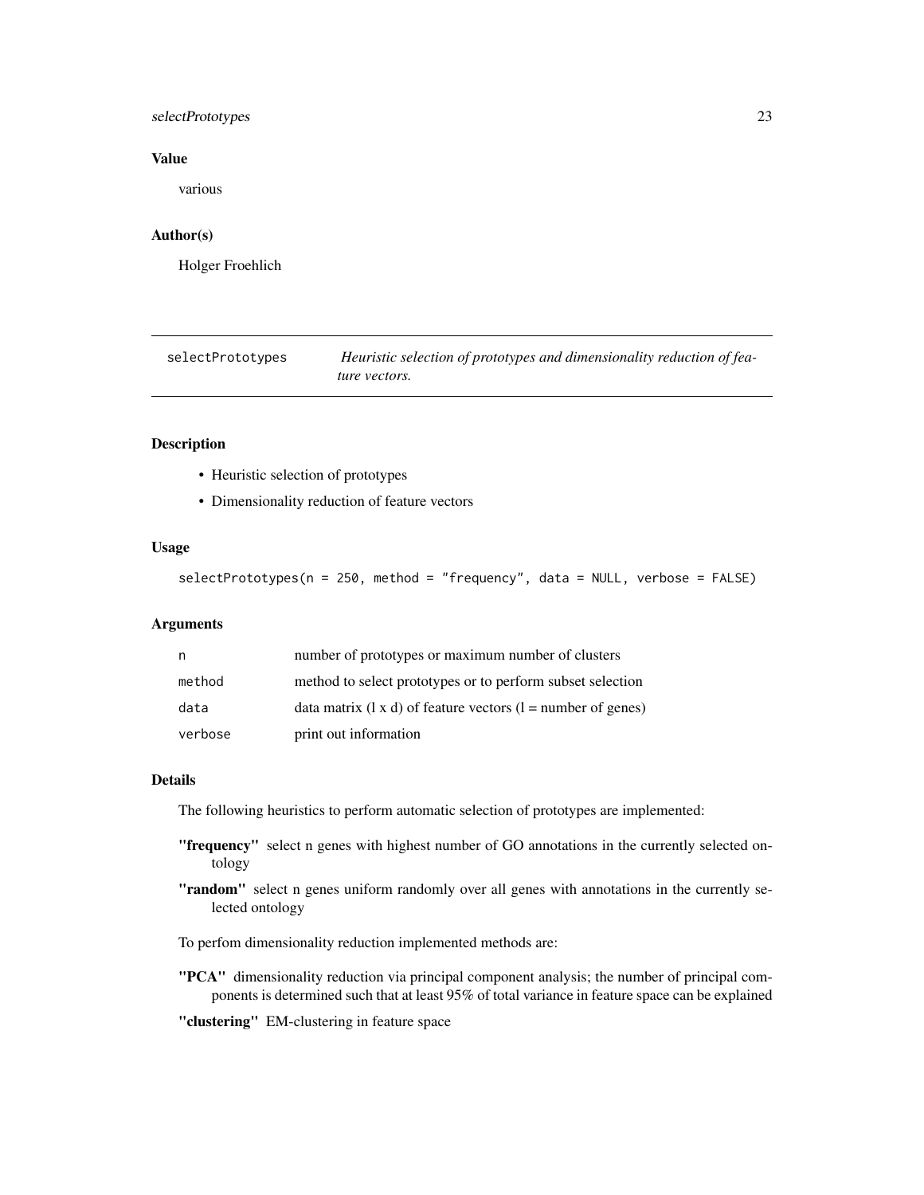## Value

various

## Author(s)

Holger Froehlich

---

# selectPrototypes — *Heuristic selection of prototypes and dimensionality reduction of feature vectors.*

## Description

- Heuristic selection of prototypes
- Dimensionality reduction of feature vectors

## Usage

```
selectPrototypes(n = 250, method = "frequency", data = NULL, verbose = FALSE)
```

## Arguments

| | |
|---|---|
| n | number of prototypes or maximum number of clusters |
| method | method to select prototypes or to perform subset selection |
| data | data matrix (l x d) of feature vectors (l = number of genes) |
| verbose | print out information |

## Details

The following heuristics to perform automatic selection of prototypes are implemented:

**"frequency"** select n genes with highest number of GO annotations in the currently selected ontology

**"random"** select n genes uniform randomly over all genes with annotations in the currently selected ontology

To perfom dimensionality reduction implemented methods are:

**"PCA"** dimensionality reduction via principal component analysis; the number of principal components is determined such that at least 95% of total variance in feature space can be explained

**"clustering"** EM-clustering in feature space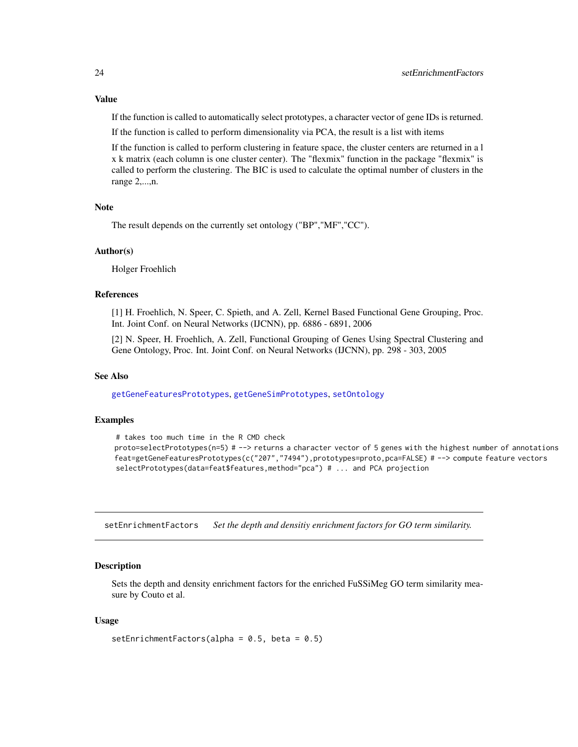## Value

If the function is called to automatically select prototypes, a character vector of gene IDs is returned.

If the function is called to perform dimensionality via PCA, the result is a list with items

If the function is called to perform clustering in feature space, the cluster centers are returned in a l x k matrix (each column is one cluster center). The "flexmix" function in the package "flexmix" is called to perform the clustering. The BIC is used to calculate the optimal number of clusters in the range 2,...,n.

## Note

The result depends on the currently set ontology ("BP","MF","CC").

## Author(s)

Holger Froehlich

## References

[1] H. Froehlich, N. Speer, C. Spieth, and A. Zell, Kernel Based Functional Gene Grouping, Proc. Int. Joint Conf. on Neural Networks (IJCNN), pp. 6886 - 6891, 2006

[2] N. Speer, H. Froehlich, A. Zell, Functional Grouping of Genes Using Spectral Clustering and Gene Ontology, Proc. Int. Joint Conf. on Neural Networks (IJCNN), pp. 298 - 303, 2005

## See Also

getGeneFeaturesPrototypes, getGeneSimPrototypes, setOntology

## Examples

```
 # takes too much time in the R CMD check
proto=selectPrototypes(n=5) # --> returns a character vector of 5 genes with the highest number of annotations
feat=getGeneFeaturesPrototypes(c("207","7494"),prototypes=proto,pca=FALSE) # --> compute feature vectors
 selectPrototypes(data=feat$features,method="pca") # ... and PCA projection
```

---

# setEnrichmentFactors    *Set the depth and densitiy enrichment factors for GO term similarity.*

## Description

Sets the depth and density enrichment factors for the enriched FuSSiMeg GO term similarity measure by Couto et al.

## Usage

```
setEnrichmentFactors(alpha = 0.5, beta = 0.5)
```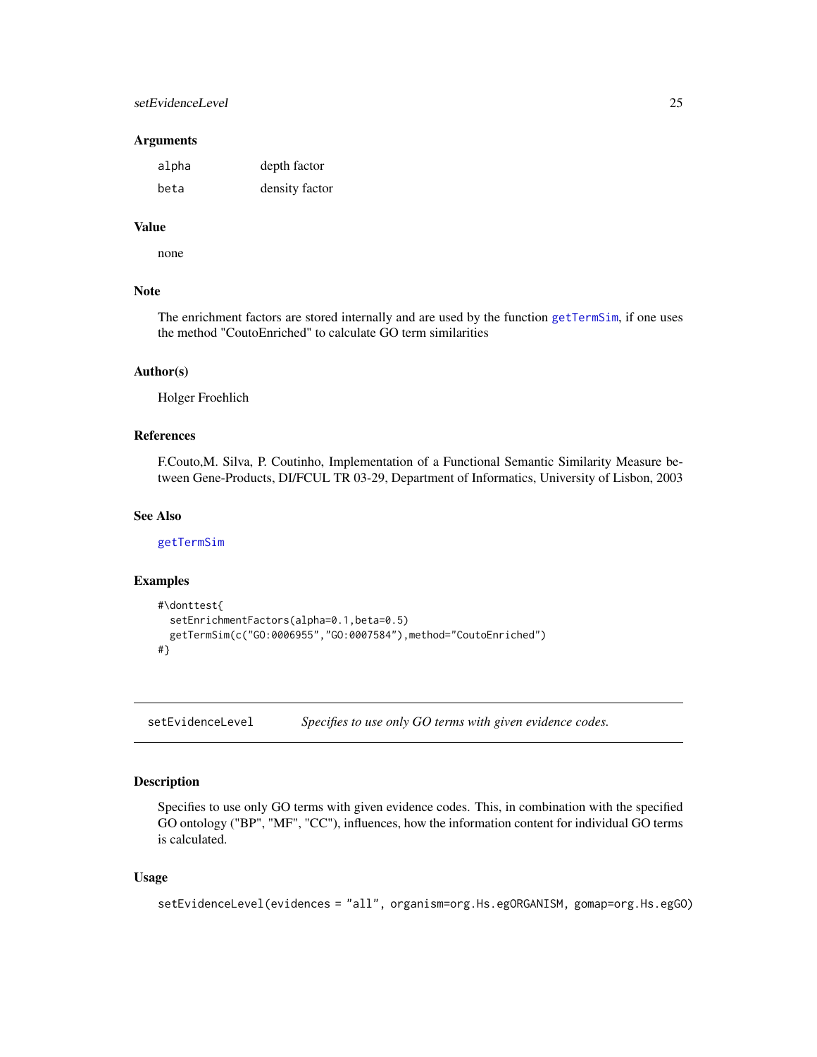### Arguments

| | |
|---|---|
| `alpha` | depth factor |
| `beta` | density factor |

### Value

none

### Note

The enrichment factors are stored internally and are used by the function `getTermSim`, if one uses the method "CoutoEnriched" to calculate GO term similarities

### Author(s)

Holger Froehlich

### References

F.Couto,M. Silva, P. Coutinho, Implementation of a Functional Semantic Similarity Measure between Gene-Products, DI/FCUL TR 03-29, Department of Informatics, University of Lisbon, 2003

### See Also

`getTermSim`

### Examples

```
#\donttest{
  setEnrichmentFactors(alpha=0.1,beta=0.5)
  getTermSim(c("GO:0006955","GO:0007584"),method="CoutoEnriched")
#}
```

---

## setEvidenceLevel — *Specifies to use only GO terms with given evidence codes.*

---

### Description

Specifies to use only GO terms with given evidence codes. This, in combination with the specified GO ontology ("BP", "MF", "CC"), influences, how the information content for individual GO terms is calculated.

### Usage

```
setEvidenceLevel(evidences = "all", organism=org.Hs.egORGANISM, gomap=org.Hs.egGO)
```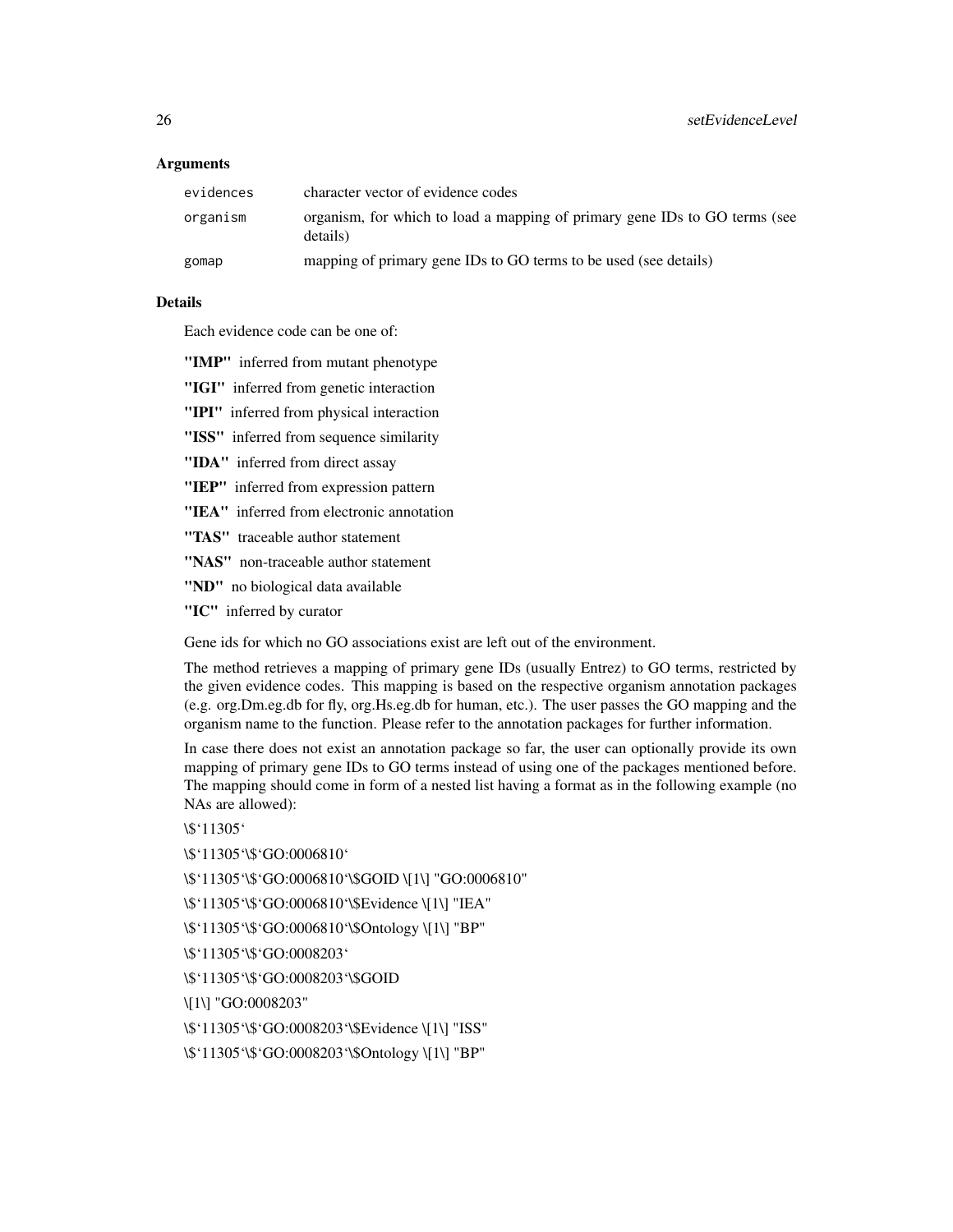## Arguments

| | |
|---|---|
| `evidences` | character vector of evidence codes |
| `organism` | organism, for which to load a mapping of primary gene IDs to GO terms (see details) |
| `gomap` | mapping of primary gene IDs to GO terms to be used (see details) |

## Details

Each evidence code can be one of:

**"IMP"** inferred from mutant phenotype

**"IGI"** inferred from genetic interaction

**"IPI"** inferred from physical interaction

**"ISS"** inferred from sequence similarity

**"IDA"** inferred from direct assay

**"IEP"** inferred from expression pattern

**"IEA"** inferred from electronic annotation

**"TAS"** traceable author statement

**"NAS"** non-traceable author statement

**"ND"** no biological data available

**"IC"** inferred by curator

Gene ids for which no GO associations exist are left out of the environment.

The method retrieves a mapping of primary gene IDs (usually Entrez) to GO terms, restricted by the given evidence codes. This mapping is based on the respective organism annotation packages (e.g. org.Dm.eg.db for fly, org.Hs.eg.db for human, etc.). The user passes the GO mapping and the organism name to the function. Please refer to the annotation packages for further information.

In case there does not exist an annotation package so far, the user can optionally provide its own mapping of primary gene IDs to GO terms instead of using one of the packages mentioned before. The mapping should come in form of a nested list having a format as in the following example (no NAs are allowed):

\$`11305`

\$`11305`\$`GO:0006810`

\$`11305`\$`GO:0006810`\$GOID \[1\] "GO:0006810"

\$`11305`\$`GO:0006810`\$Evidence \[1\] "IEA"

\$`11305`\$`GO:0006810`\$Ontology \[1\] "BP"

\$`11305`\$`GO:0008203`

\$`11305`\$`GO:0008203`\$GOID

\[1\] "GO:0008203"

\$`11305`\$`GO:0008203`\$Evidence \[1\] "ISS"

\$`11305`\$`GO:0008203`\$Ontology \[1\] "BP"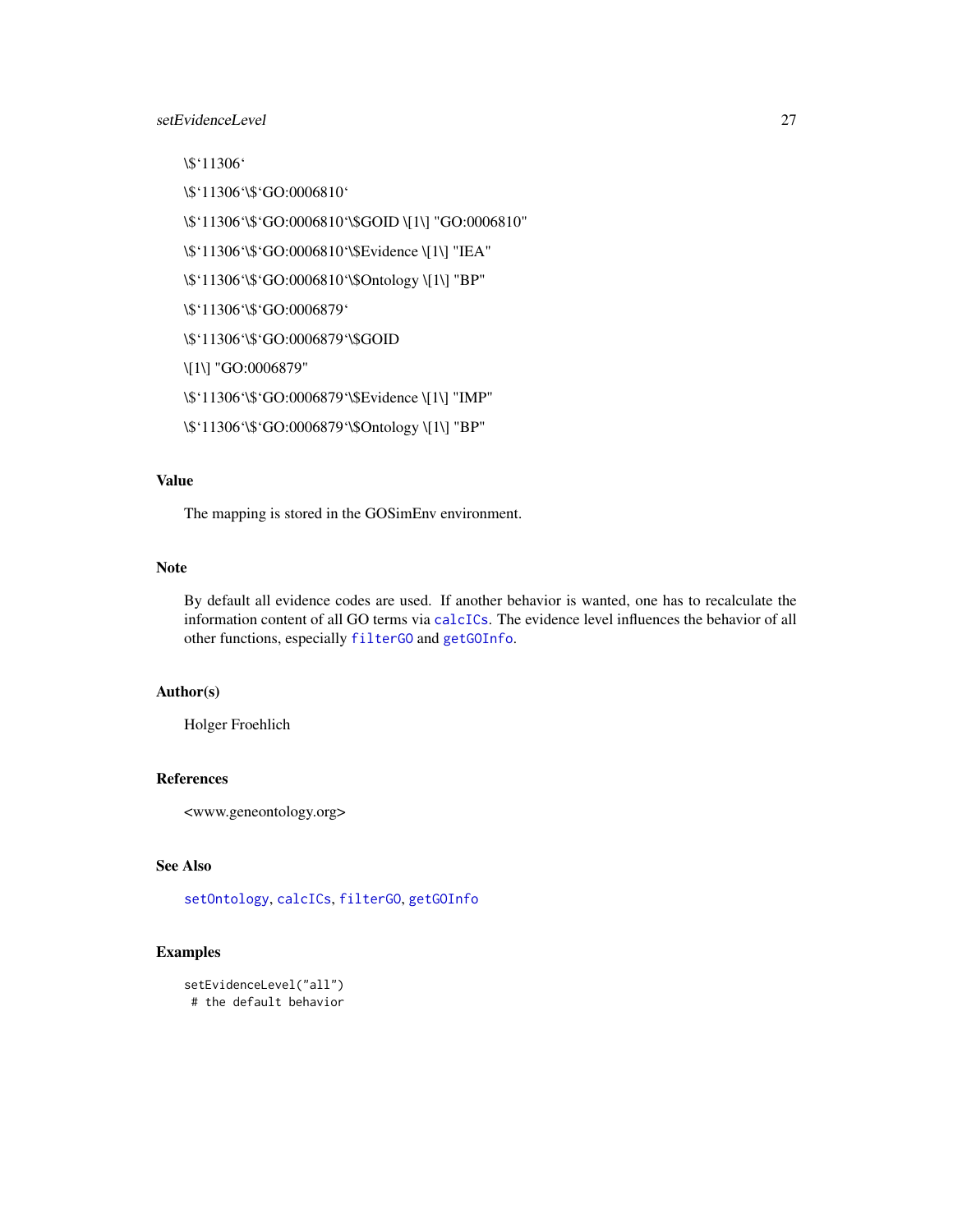\$`11306`

\$`11306`\$`GO:0006810`

\$`11306`\$`GO:0006810`\$GOID \[1\] "GO:0006810"

\$`11306`\$`GO:0006810`\$Evidence \[1\] "IEA"

\$`11306`\$`GO:0006810`\$Ontology \[1\] "BP"

\$`11306`\$`GO:0006879`

\$`11306`\$`GO:0006879`\$GOID

\[1\] "GO:0006879"

\$`11306`\$`GO:0006879`\$Evidence \[1\] "IMP"

\$`11306`\$`GO:0006879`\$Ontology \[1\] "BP"

## Value

The mapping is stored in the GOSimEnv environment.

## Note

By default all evidence codes are used. If another behavior is wanted, one has to recalculate the information content of all GO terms via `calcICs`. The evidence level influences the behavior of all other functions, especially `filterGO` and `getGOInfo`.

## Author(s)

Holger Froehlich

## References

<www.geneontology.org>

## See Also

`setOntology`, `calcICs`, `filterGO`, `getGOInfo`

## Examples

```
setEvidenceLevel("all")
 # the default behavior
```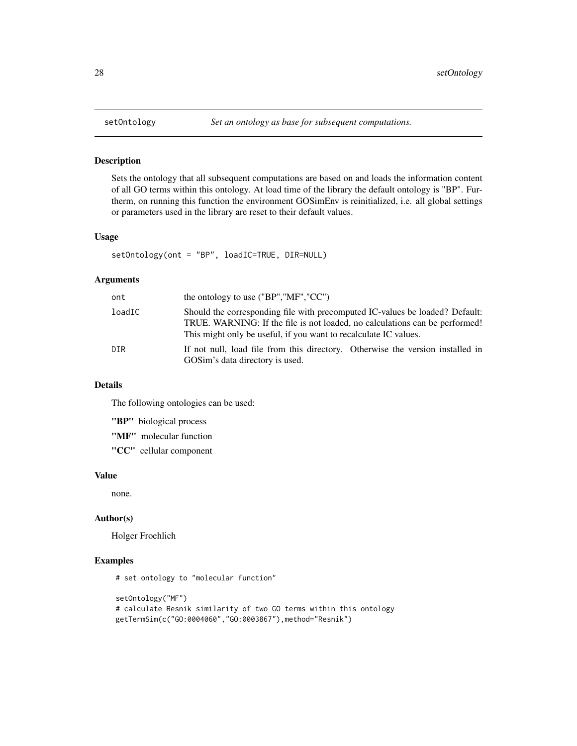setOntology — *Set an ontology as base for subsequent computations.*

## Description

Sets the ontology that all subsequent computations are based on and loads the information content of all GO terms within this ontology. At load time of the library the default ontology is "BP". Furtherm, on running this function the environment GOSimEnv is reinitialized, i.e. all global settings or parameters used in the library are reset to their default values.

## Usage

```
setOntology(ont = "BP", loadIC=TRUE, DIR=NULL)
```

## Arguments

| | |
|---|---|
| `ont` | the ontology to use ("BP","MF","CC") |
| `loadIC` | Should the corresponding file with precomputed IC-values be loaded? Default: TRUE. WARNING: If the file is not loaded, no calculations can be performed! This might only be useful, if you want to recalculate IC values. |
| `DIR` | If not null, load file from this directory. Otherwise the version installed in GOSim's data directory is used. |

## Details

The following ontologies can be used:

**"BP"** biological process

**"MF"** molecular function

**"CC"** cellular component

## Value

none.

## Author(s)

Holger Froehlich

## Examples

```
# set ontology to "molecular function"

setOntology("MF")
# calculate Resnik similarity of two GO terms within this ontology
getTermSim(c("GO:0004060","GO:0003867"),method="Resnik")
```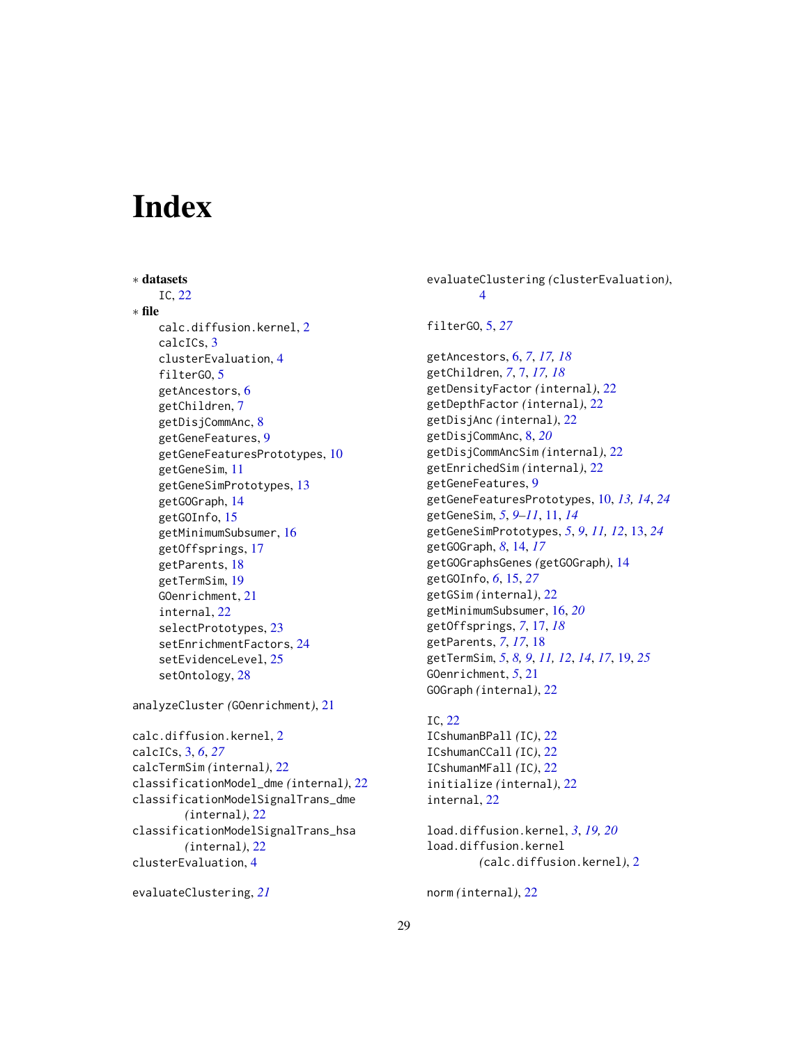# Index

∗ **datasets**
- IC, 22

∗ **file**
- calc.diffusion.kernel, 2
- calcICs, 3
- clusterEvaluation, 4
- filterGO, 5
- getAncestors, 6
- getChildren, 7
- getDisjCommAnc, 8
- getGeneFeatures, 9
- getGeneFeaturesPrototypes, 10
- getGeneSim, 11
- getGeneSimPrototypes, 13
- getGOGraph, 14
- getGOInfo, 15
- getMinimumSubsumer, 16
- getOffsprings, 17
- getParents, 18
- getTermSim, 19
- GOenrichment, 21
- internal, 22
- selectPrototypes, 23
- setEnrichmentFactors, 24
- setEvidenceLevel, 25
- setOntology, 28

analyzeCluster *(*GOenrichment*)*, 21

calc.diffusion.kernel, 2
calcICs, 3, *6*, *27*
calcTermSim *(*internal*)*, 22
classificationModel_dme *(*internal*)*, 22
classificationModelSignalTrans_dme *(*internal*)*, 22
classificationModelSignalTrans_hsa *(*internal*)*, 22
clusterEvaluation, 4

evaluateClustering, *21*
evaluateClustering *(*clusterEvaluation*)*, 4

filterGO, 5, *27*

getAncestors, 6, *7*, *17, 18*
getChildren, *7*, 7, *17, 18*
getDensityFactor *(*internal*)*, 22
getDepthFactor *(*internal*)*, 22
getDisjAnc *(*internal*)*, 22
getDisjCommAnc, 8, *20*
getDisjCommAncSim *(*internal*)*, 22
getEnrichedSim *(*internal*)*, 22
getGeneFeatures, 9
getGeneFeaturesPrototypes, 10, *13, 14*, *24*
getGeneSim, *5*, *9–11*, 11, *14*
getGeneSimPrototypes, *5*, *9*, *11, 12*, 13, *24*
getGOGraph, *8*, 14, *17*
getGOGraphsGenes *(*getGOGraph*)*, 14
getGOInfo, *6*, 15, *27*
getGSim *(*internal*)*, 22
getMinimumSubsumer, 16, *20*
getOffsprings, *7*, 17, *18*
getParents, *7*, *17*, 18
getTermSim, *5*, *8, 9*, *11, 12*, *14*, *17*, 19, *25*
GOenrichment, *5*, 21
GOGraph *(*internal*)*, 22

IC, 22
ICshumanBPall *(*IC*)*, 22
ICshumanCCall *(*IC*)*, 22
ICshumanMFall *(*IC*)*, 22
initialize *(*internal*)*, 22
internal, 22

load.diffusion.kernel, *3*, *19, 20*
load.diffusion.kernel *(*calc.diffusion.kernel*)*, 2

norm *(*internal*)*, 22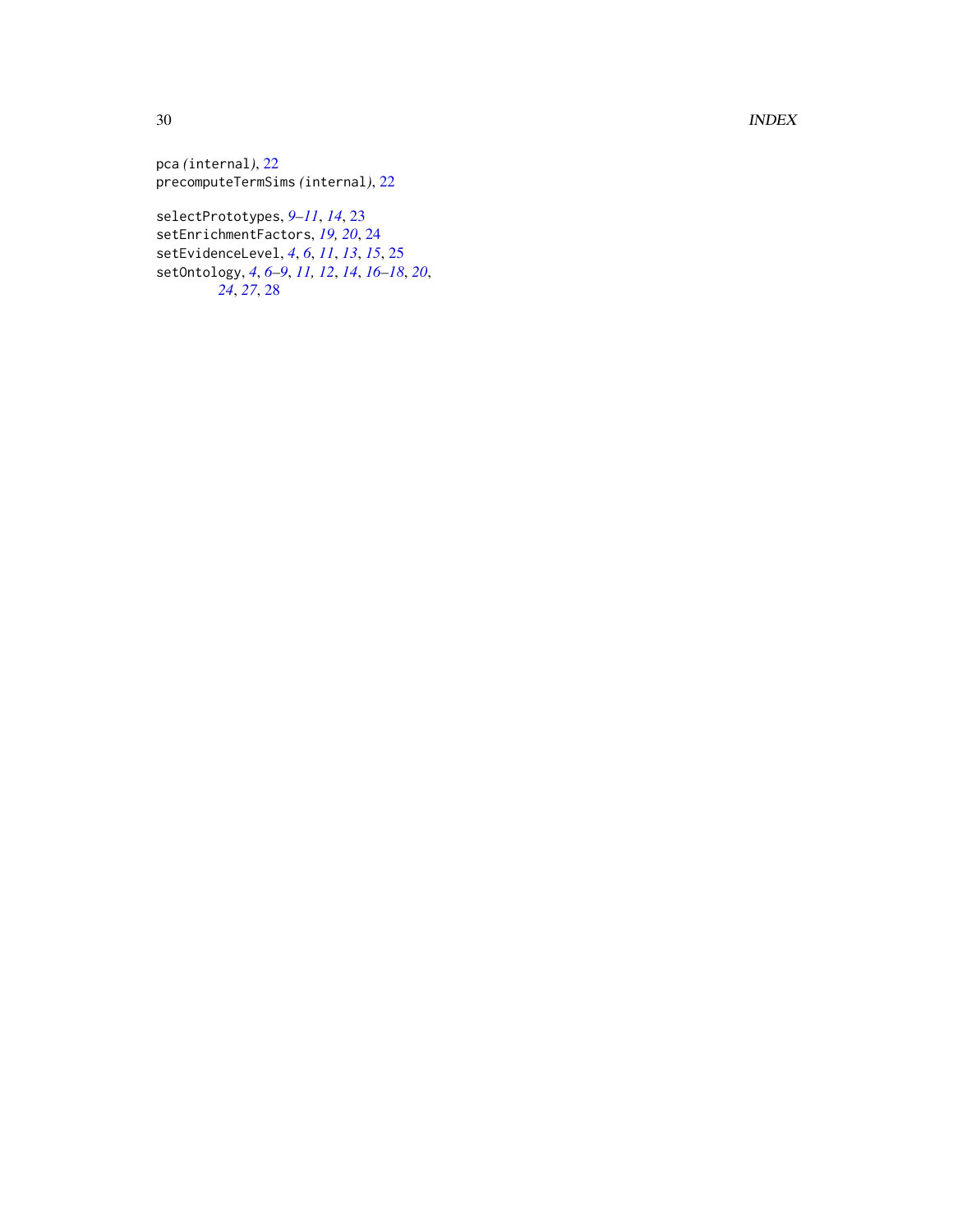pca *(*internal*)*, 22
precomputeTermSims *(*internal*)*, 22

selectPrototypes, *9–11*, *14*, 23
setEnrichmentFactors, *19, 20*, 24
setEvidenceLevel, *4*, *6*, *11*, *13*, *15*, 25
setOntology, *4*, *6–9*, *11, 12*, *14*, *16–18*, *20*, *24*, *27*, 28